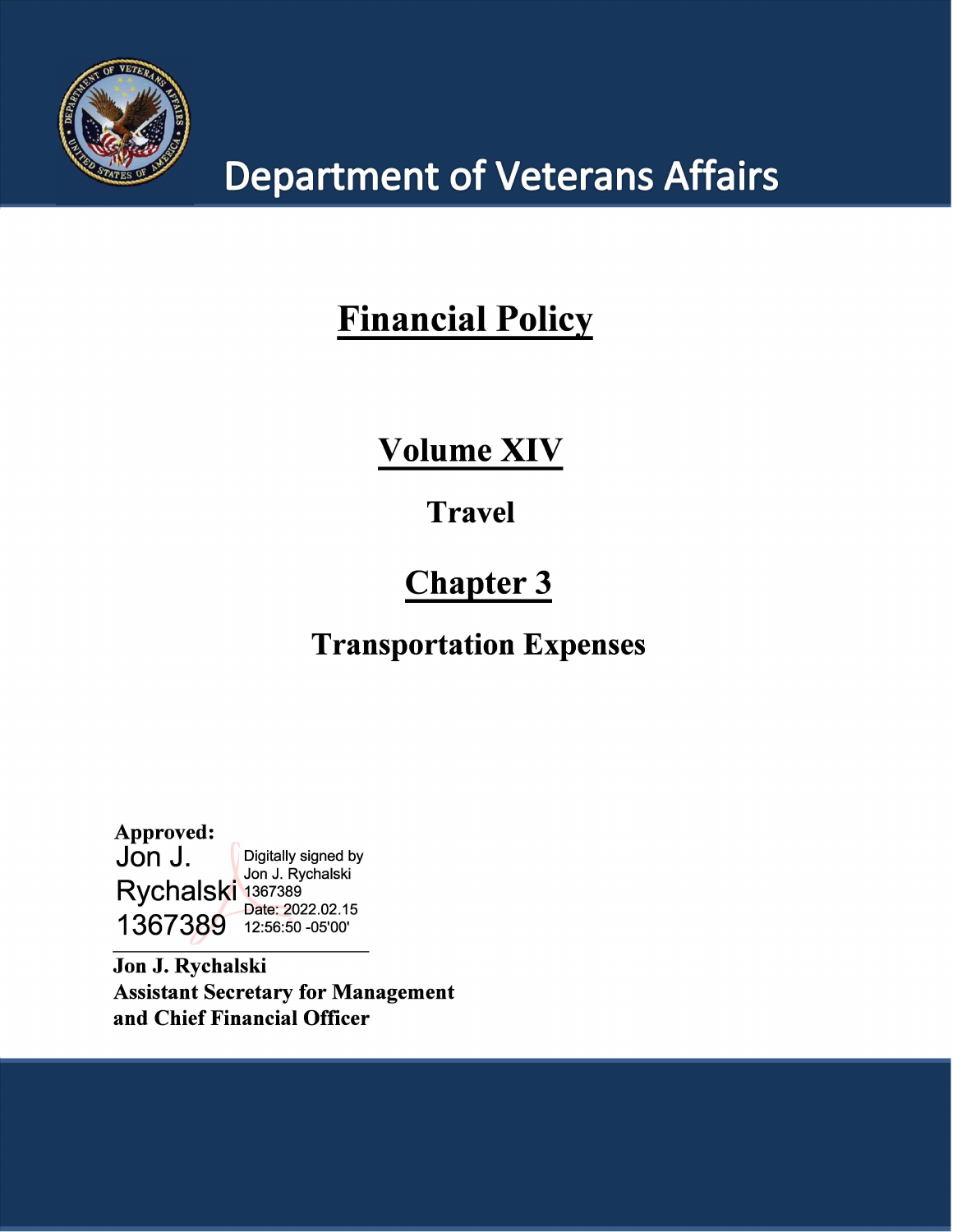# Department of Veterans Affairs

# Financial Policy

## Volume XIV

### Travel

## Chapter 3

### Transportation Expenses

**Approved:**

Jon J. Rychalski 1367389

Digitally signed by Jon J. Rychalski 1367389
Date: 2022.02.15 12:56:50 -05'00'

**Jon J. Rychalski**
**Assistant Secretary for Management**
**and Chief Financial Officer**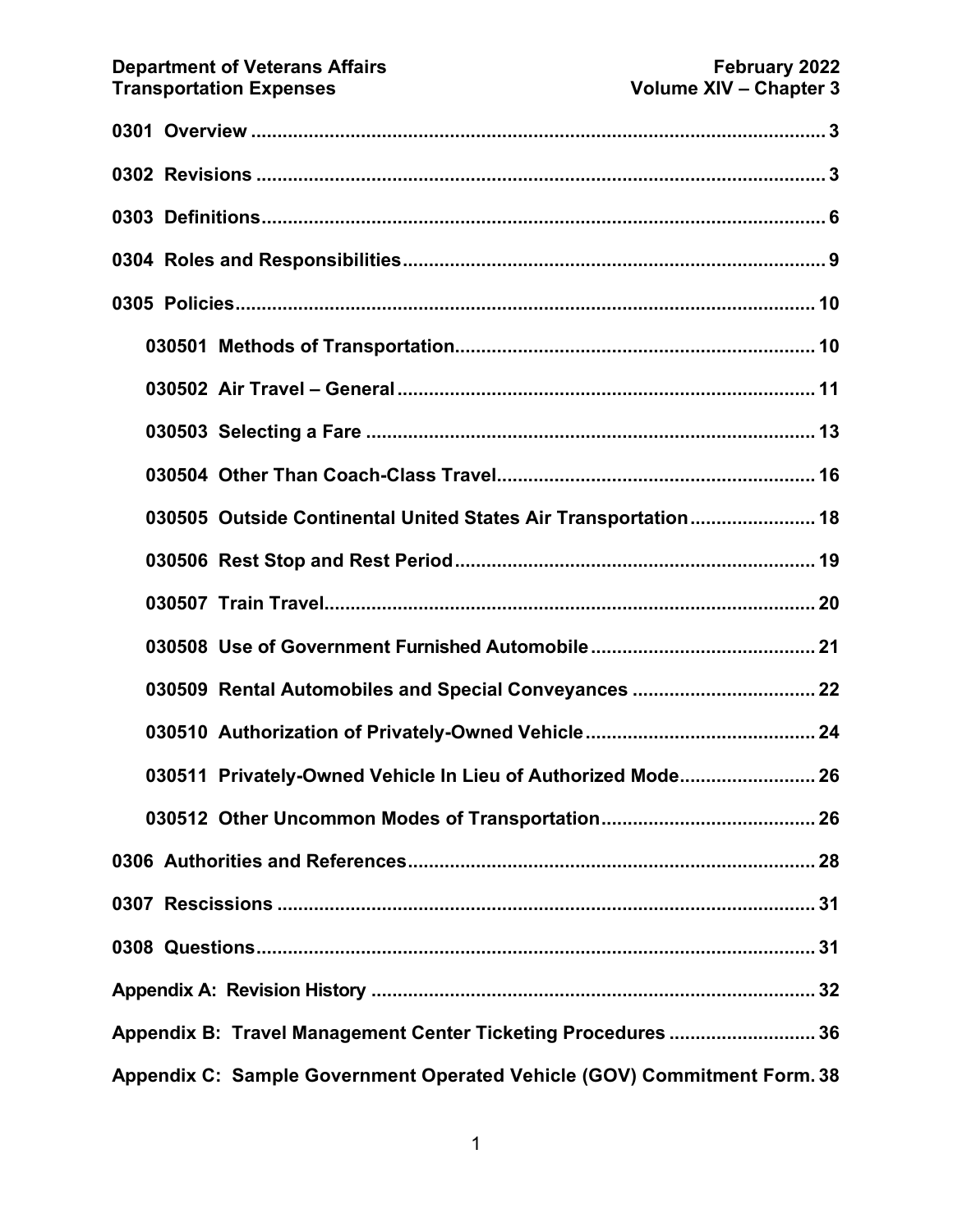- **0301 Overview** ..... 3
- **0302 Revisions** ..... 3
- **0303 Definitions** ..... 6
- **0304 Roles and Responsibilities** ..... 9
- **0305 Policies** ..... 10
  - **030501 Methods of Transportation** ..... 10
  - **030502 Air Travel – General** ..... 11
  - **030503 Selecting a Fare** ..... 13
  - **030504 Other Than Coach-Class Travel** ..... 16
  - **030505 Outside Continental United States Air Transportation** ..... 18
  - **030506 Rest Stop and Rest Period** ..... 19
  - **030507 Train Travel** ..... 20
  - **030508 Use of Government Furnished Automobile** ..... 21
  - **030509 Rental Automobiles and Special Conveyances** ..... 22
  - **030510 Authorization of Privately-Owned Vehicle** ..... 24
  - **030511 Privately-Owned Vehicle In Lieu of Authorized Mode** ..... 26
  - **030512 Other Uncommon Modes of Transportation** ..... 26
- **0306 Authorities and References** ..... 28
- **0307 Rescissions** ..... 31
- **0308 Questions** ..... 31
- **Appendix A: Revision History** ..... 32
- **Appendix B: Travel Management Center Ticketing Procedures** ..... 36
- **Appendix C: Sample Government Operated Vehicle (GOV) Commitment Form** ..... 38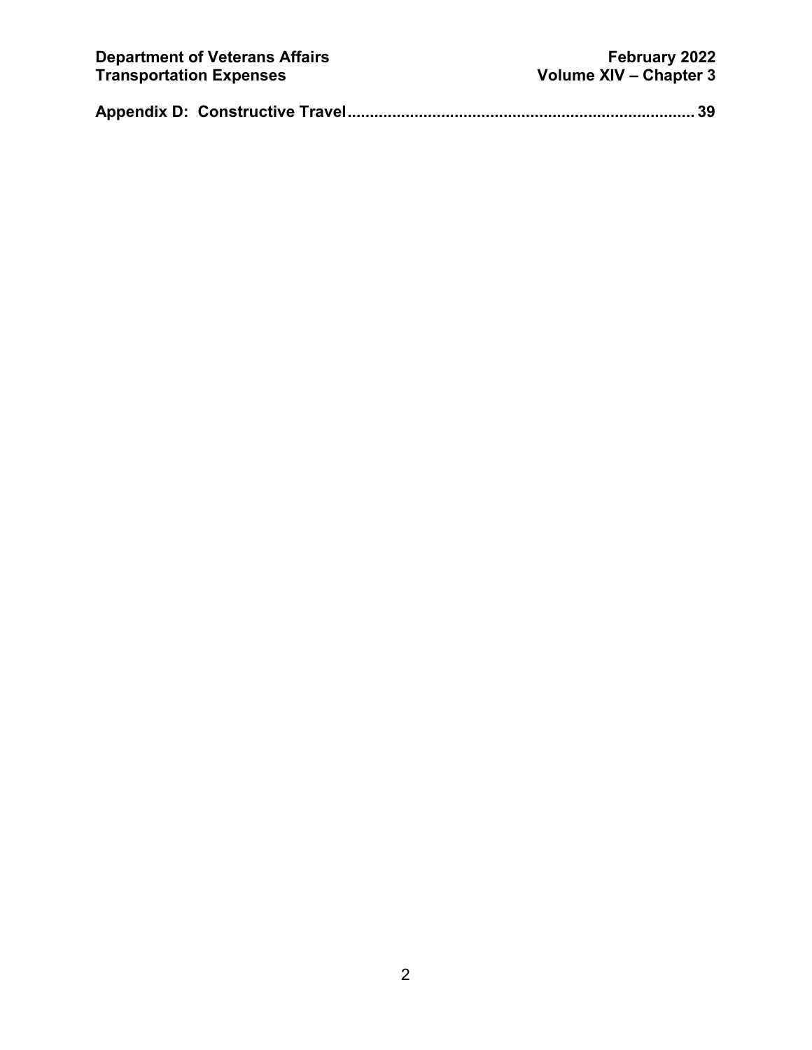Appendix D: Constructive Travel............................................................................. 39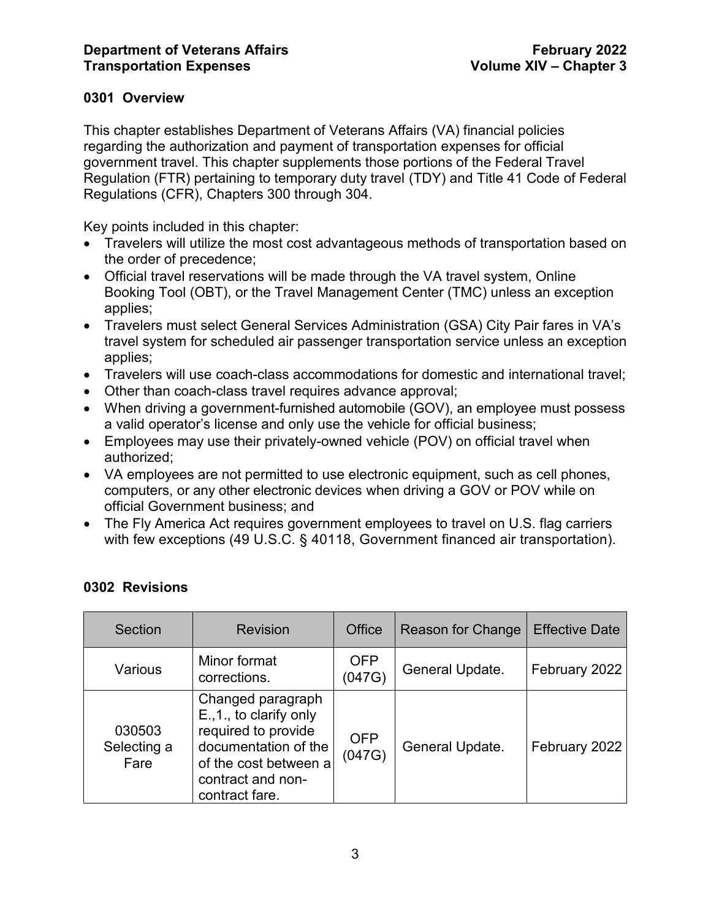## 0301 Overview

This chapter establishes Department of Veterans Affairs (VA) financial policies regarding the authorization and payment of transportation expenses for official government travel. This chapter supplements those portions of the Federal Travel Regulation (FTR) pertaining to temporary duty travel (TDY) and Title 41 Code of Federal Regulations (CFR), Chapters 300 through 304.

Key points included in this chapter:

- Travelers will utilize the most cost advantageous methods of transportation based on the order of precedence;
- Official travel reservations will be made through the VA travel system, Online Booking Tool (OBT), or the Travel Management Center (TMC) unless an exception applies;
- Travelers must select General Services Administration (GSA) City Pair fares in VA's travel system for scheduled air passenger transportation service unless an exception applies;
- Travelers will use coach-class accommodations for domestic and international travel;
- Other than coach-class travel requires advance approval;
- When driving a government-furnished automobile (GOV), an employee must possess a valid operator's license and only use the vehicle for official business;
- Employees may use their privately-owned vehicle (POV) on official travel when authorized;
- VA employees are not permitted to use electronic equipment, such as cell phones, computers, or any other electronic devices when driving a GOV or POV while on official Government business; and
- The Fly America Act requires government employees to travel on U.S. flag carriers with few exceptions (49 U.S.C. § 40118, Government financed air transportation).

## 0302 Revisions

| Section | Revision | Office | Reason for Change | Effective Date |
|---|---|---|---|---|
| Various | Minor format corrections. | OFP (047G) | General Update. | February 2022 |
| 030503 Selecting a Fare | Changed paragraph E.,1., to clarify only required to provide documentation of the of the cost between a contract and non-contract fare. | OFP (047G) | General Update. | February 2022 |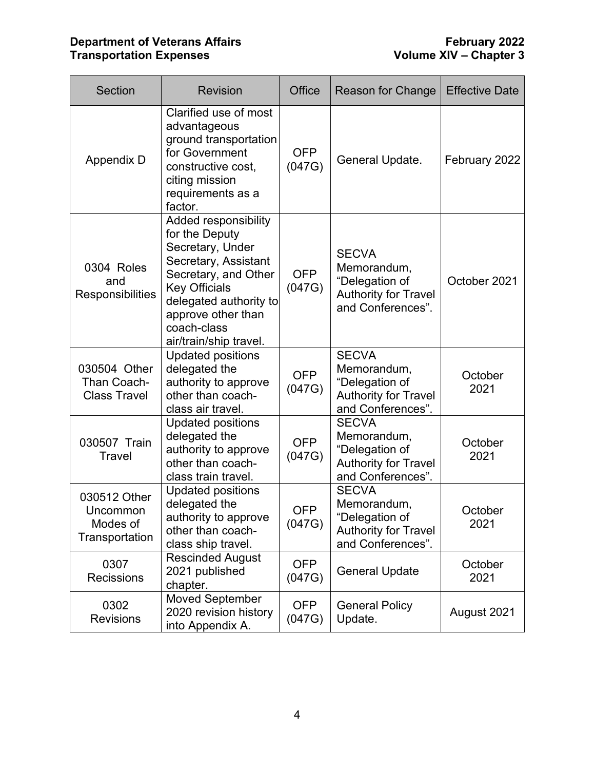| Section | Revision | Office | Reason for Change | Effective Date |
|---|---|---|---|---|
| Appendix D | Clarified use of most advantageous ground transportation for Government constructive cost, citing mission requirements as a factor. | OFP (047G) | General Update. | February 2022 |
| 0304 Roles and Responsibilities | Added responsibility for the Deputy Secretary, Under Secretary, Assistant Secretary, and Other Key Officials delegated authority to approve other than coach-class air/train/ship travel. | OFP (047G) | SECVA Memorandum, "Delegation of Authority for Travel and Conferences". | October 2021 |
| 030504 Other Than Coach-Class Travel | Updated positions delegated the authority to approve other than coach-class air travel. | OFP (047G) | SECVA Memorandum, "Delegation of Authority for Travel and Conferences". | October 2021 |
| 030507 Train Travel | Updated positions delegated the authority to approve other than coach-class train travel. | OFP (047G) | SECVA Memorandum, "Delegation of Authority for Travel and Conferences". | October 2021 |
| 030512 Other Uncommon Modes of Transportation | Updated positions delegated the authority to approve other than coach-class ship travel. | OFP (047G) | SECVA Memorandum, "Delegation of Authority for Travel and Conferences". | October 2021 |
| 0307 Recissions | Rescinded August 2021 published chapter. | OFP (047G) | General Update | October 2021 |
| 0302 Revisions | Moved September 2020 revision history into Appendix A. | OFP (047G) | General Policy Update. | August 2021 |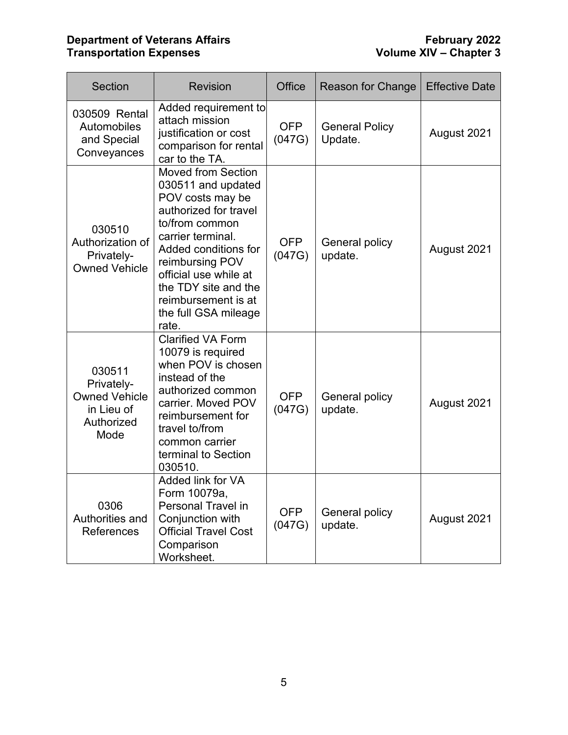| Section | Revision | Office | Reason for Change | Effective Date |
|---|---|---|---|---|
| 030509 Rental Automobiles and Special Conveyances | Added requirement to attach mission justification or cost comparison for rental car to the TA. | OFP (047G) | General Policy Update. | August 2021 |
| 030510 Authorization of Privately-Owned Vehicle | Moved from Section 030511 and updated POV costs may be authorized for travel to/from common carrier terminal. Added conditions for reimbursing POV official use while at the TDY site and the reimbursement is at the full GSA mileage rate. | OFP (047G) | General policy update. | August 2021 |
| 030511 Privately-Owned Vehicle in Lieu of Authorized Mode | Clarified VA Form 10079 is required when POV is chosen instead of the authorized common carrier. Moved POV reimbursement for travel to/from common carrier terminal to Section 030510. | OFP (047G) | General policy update. | August 2021 |
| 0306 Authorities and References | Added link for VA Form 10079a, Personal Travel in Conjunction with Official Travel Cost Comparison Worksheet. | OFP (047G) | General policy update. | August 2021 |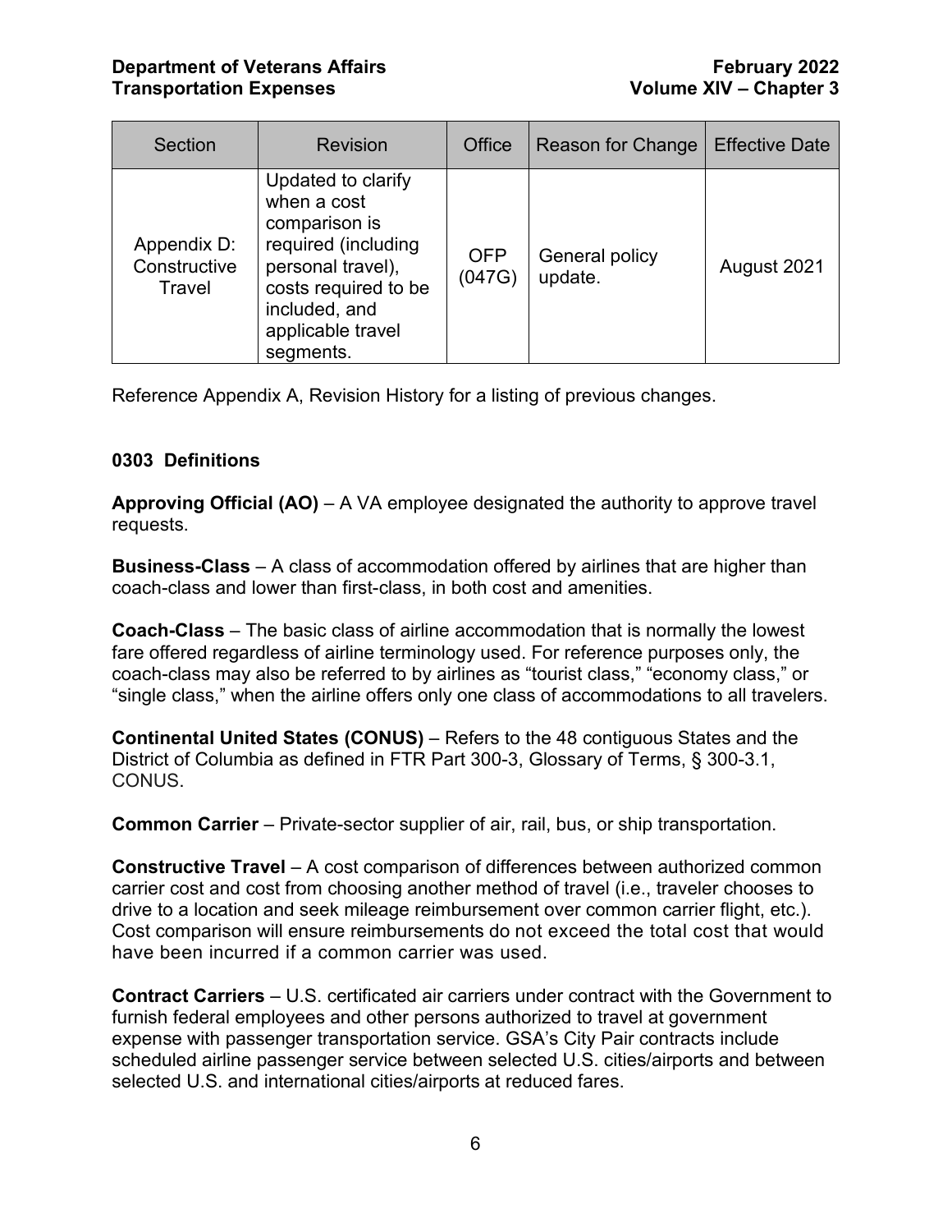| Section | Revision | Office | Reason for Change | Effective Date |
| --- | --- | --- | --- | --- |
| Appendix D: Constructive Travel | Updated to clarify when a cost comparison is required (including personal travel), costs required to be included, and applicable travel segments. | OFP (047G) | General policy update. | August 2021 |

Reference Appendix A, Revision History for a listing of previous changes.

## 0303 Definitions

**Approving Official (AO)** – A VA employee designated the authority to approve travel requests.

**Business-Class** – A class of accommodation offered by airlines that are higher than coach-class and lower than first-class, in both cost and amenities.

**Coach-Class** – The basic class of airline accommodation that is normally the lowest fare offered regardless of airline terminology used. For reference purposes only, the coach-class may also be referred to by airlines as "tourist class," "economy class," or "single class," when the airline offers only one class of accommodations to all travelers.

**Continental United States (CONUS)** – Refers to the 48 contiguous States and the District of Columbia as defined in FTR Part 300-3, Glossary of Terms, § 300-3.1, CONUS.

**Common Carrier** – Private-sector supplier of air, rail, bus, or ship transportation.

**Constructive Travel** – A cost comparison of differences between authorized common carrier cost and cost from choosing another method of travel (i.e., traveler chooses to drive to a location and seek mileage reimbursement over common carrier flight, etc.). Cost comparison will ensure reimbursements do not exceed the total cost that would have been incurred if a common carrier was used.

**Contract Carriers** – U.S. certificated air carriers under contract with the Government to furnish federal employees and other persons authorized to travel at government expense with passenger transportation service. GSA's City Pair contracts include scheduled airline passenger service between selected U.S. cities/airports and between selected U.S. and international cities/airports at reduced fares.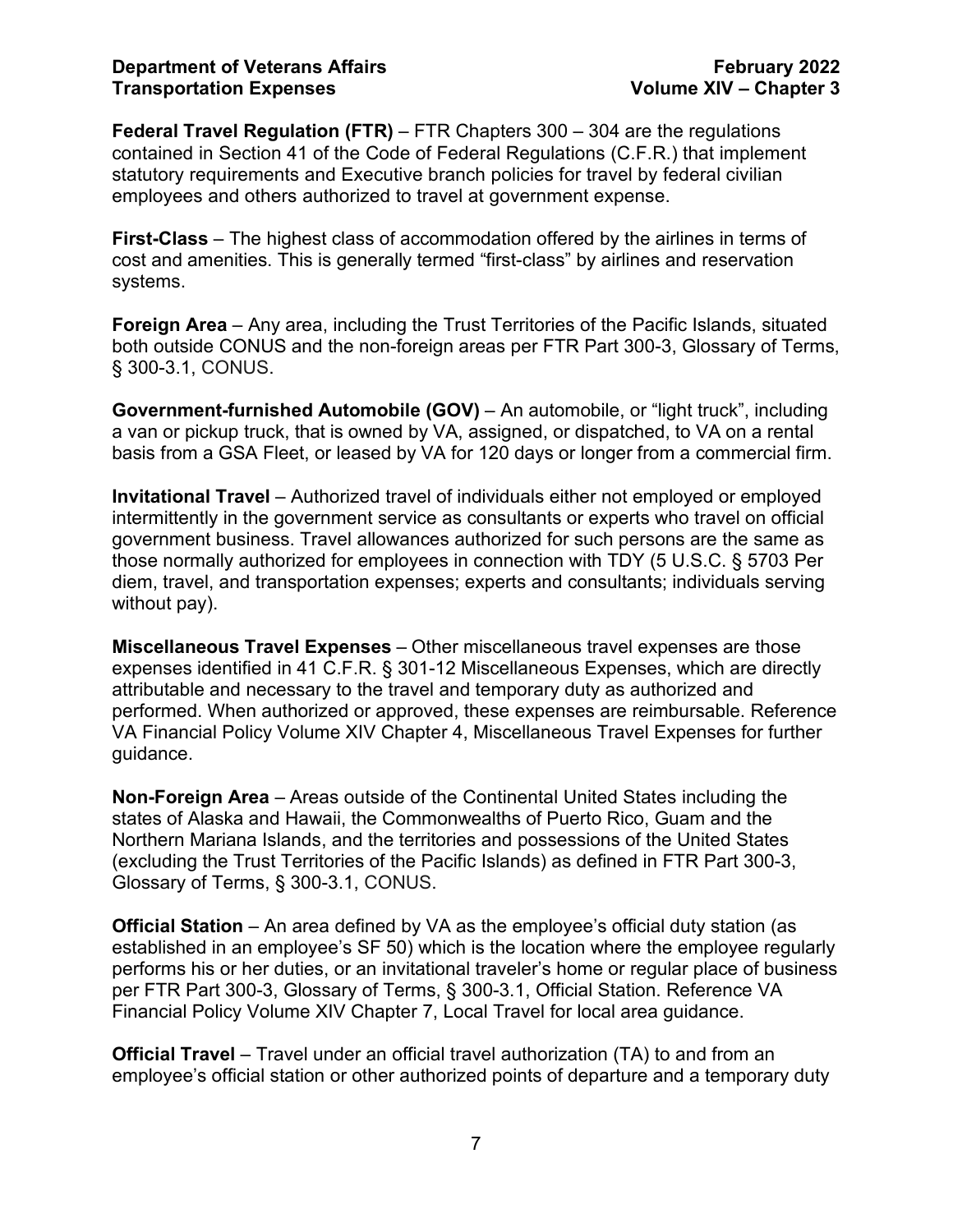**Federal Travel Regulation (FTR)** – FTR Chapters 300 – 304 are the regulations contained in Section 41 of the Code of Federal Regulations (C.F.R.) that implement statutory requirements and Executive branch policies for travel by federal civilian employees and others authorized to travel at government expense.

**First-Class** – The highest class of accommodation offered by the airlines in terms of cost and amenities. This is generally termed "first-class" by airlines and reservation systems.

**Foreign Area** – Any area, including the Trust Territories of the Pacific Islands, situated both outside CONUS and the non-foreign areas per FTR Part 300-3, Glossary of Terms, § 300-3.1, CONUS.

**Government-furnished Automobile (GOV)** – An automobile, or "light truck", including a van or pickup truck, that is owned by VA, assigned, or dispatched, to VA on a rental basis from a GSA Fleet, or leased by VA for 120 days or longer from a commercial firm.

**Invitational Travel** – Authorized travel of individuals either not employed or employed intermittently in the government service as consultants or experts who travel on official government business. Travel allowances authorized for such persons are the same as those normally authorized for employees in connection with TDY (5 U.S.C. § 5703 Per diem, travel, and transportation expenses; experts and consultants; individuals serving without pay).

**Miscellaneous Travel Expenses** – Other miscellaneous travel expenses are those expenses identified in 41 C.F.R. § 301-12 Miscellaneous Expenses, which are directly attributable and necessary to the travel and temporary duty as authorized and performed. When authorized or approved, these expenses are reimbursable. Reference VA Financial Policy Volume XIV Chapter 4, Miscellaneous Travel Expenses for further guidance.

**Non-Foreign Area** – Areas outside of the Continental United States including the states of Alaska and Hawaii, the Commonwealths of Puerto Rico, Guam and the Northern Mariana Islands, and the territories and possessions of the United States (excluding the Trust Territories of the Pacific Islands) as defined in FTR Part 300-3, Glossary of Terms, § 300-3.1, CONUS.

**Official Station** – An area defined by VA as the employee's official duty station (as established in an employee's SF 50) which is the location where the employee regularly performs his or her duties, or an invitational traveler's home or regular place of business per FTR Part 300-3, Glossary of Terms, § 300-3.1, Official Station. Reference VA Financial Policy Volume XIV Chapter 7, Local Travel for local area guidance.

**Official Travel** – Travel under an official travel authorization (TA) to and from an employee's official station or other authorized points of departure and a temporary duty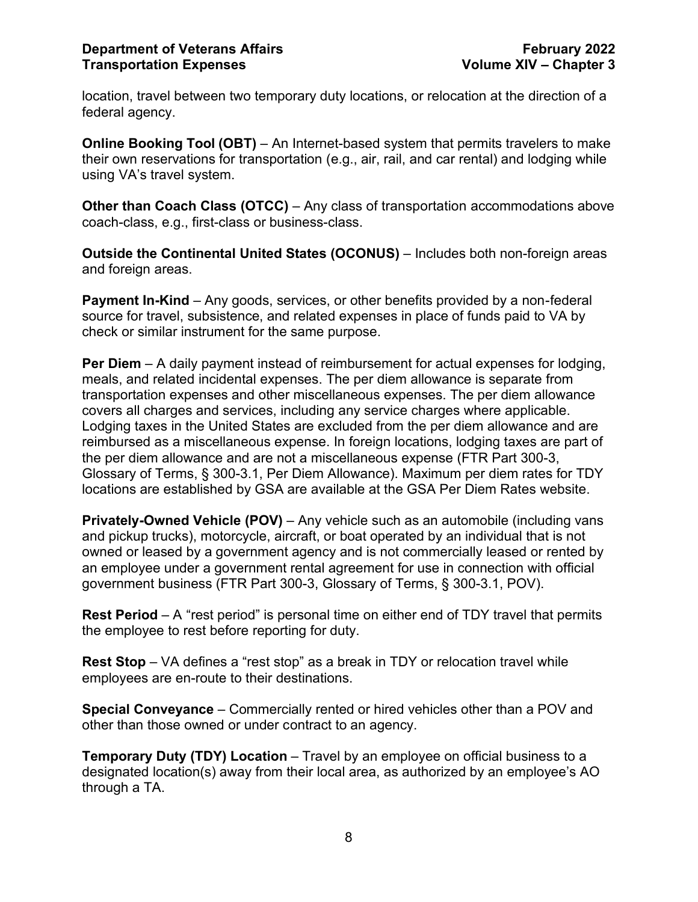location, travel between two temporary duty locations, or relocation at the direction of a federal agency.

**Online Booking Tool (OBT)** – An Internet-based system that permits travelers to make their own reservations for transportation (e.g., air, rail, and car rental) and lodging while using VA's travel system.

**Other than Coach Class (OTCC)** – Any class of transportation accommodations above coach-class, e.g., first-class or business-class.

**Outside the Continental United States (OCONUS)** – Includes both non-foreign areas and foreign areas.

**Payment In-Kind** – Any goods, services, or other benefits provided by a non-federal source for travel, subsistence, and related expenses in place of funds paid to VA by check or similar instrument for the same purpose.

**Per Diem** – A daily payment instead of reimbursement for actual expenses for lodging, meals, and related incidental expenses. The per diem allowance is separate from transportation expenses and other miscellaneous expenses. The per diem allowance covers all charges and services, including any service charges where applicable. Lodging taxes in the United States are excluded from the per diem allowance and are reimbursed as a miscellaneous expense. In foreign locations, lodging taxes are part of the per diem allowance and are not a miscellaneous expense (FTR Part 300-3, Glossary of Terms, § 300-3.1, Per Diem Allowance). Maximum per diem rates for TDY locations are established by GSA are available at the GSA Per Diem Rates website.

**Privately-Owned Vehicle (POV)** – Any vehicle such as an automobile (including vans and pickup trucks), motorcycle, aircraft, or boat operated by an individual that is not owned or leased by a government agency and is not commercially leased or rented by an employee under a government rental agreement for use in connection with official government business (FTR Part 300-3, Glossary of Terms, § 300-3.1, POV).

**Rest Period** – A "rest period" is personal time on either end of TDY travel that permits the employee to rest before reporting for duty.

**Rest Stop** – VA defines a "rest stop" as a break in TDY or relocation travel while employees are en-route to their destinations.

**Special Conveyance** – Commercially rented or hired vehicles other than a POV and other than those owned or under contract to an agency.

**Temporary Duty (TDY) Location** – Travel by an employee on official business to a designated location(s) away from their local area, as authorized by an employee's AO through a TA.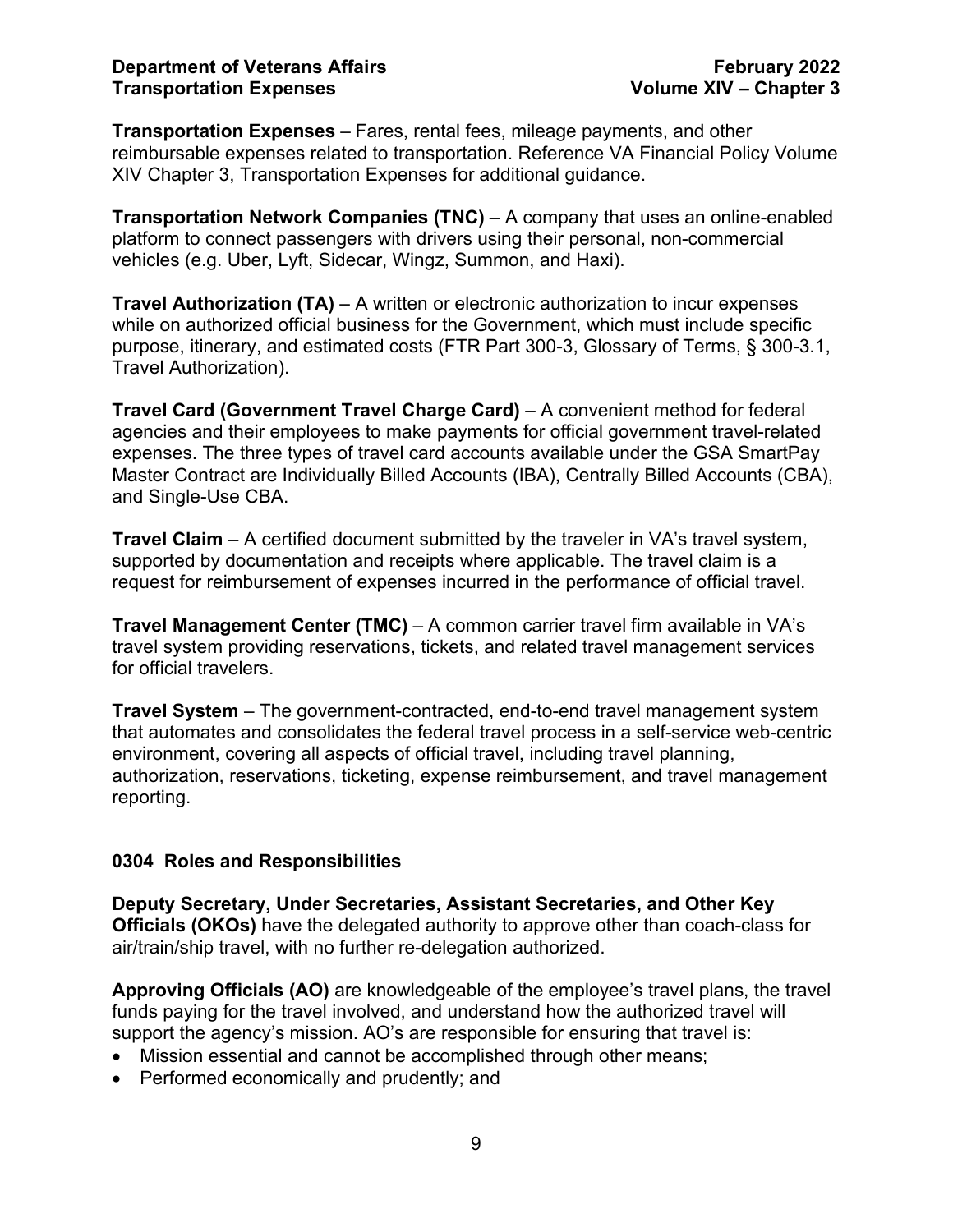**Transportation Expenses** – Fares, rental fees, mileage payments, and other reimbursable expenses related to transportation. Reference VA Financial Policy Volume XIV Chapter 3, Transportation Expenses for additional guidance.

**Transportation Network Companies (TNC)** – A company that uses an online-enabled platform to connect passengers with drivers using their personal, non-commercial vehicles (e.g. Uber, Lyft, Sidecar, Wingz, Summon, and Haxi).

**Travel Authorization (TA)** – A written or electronic authorization to incur expenses while on authorized official business for the Government, which must include specific purpose, itinerary, and estimated costs (FTR Part 300-3, Glossary of Terms, § 300-3.1, Travel Authorization).

**Travel Card (Government Travel Charge Card)** – A convenient method for federal agencies and their employees to make payments for official government travel-related expenses. The three types of travel card accounts available under the GSA SmartPay Master Contract are Individually Billed Accounts (IBA), Centrally Billed Accounts (CBA), and Single-Use CBA.

**Travel Claim** – A certified document submitted by the traveler in VA's travel system, supported by documentation and receipts where applicable. The travel claim is a request for reimbursement of expenses incurred in the performance of official travel.

**Travel Management Center (TMC)** – A common carrier travel firm available in VA's travel system providing reservations, tickets, and related travel management services for official travelers.

**Travel System** – The government-contracted, end-to-end travel management system that automates and consolidates the federal travel process in a self-service web-centric environment, covering all aspects of official travel, including travel planning, authorization, reservations, ticketing, expense reimbursement, and travel management reporting.

## 0304 Roles and Responsibilities

**Deputy Secretary, Under Secretaries, Assistant Secretaries, and Other Key Officials (OKOs)** have the delegated authority to approve other than coach-class for air/train/ship travel, with no further re-delegation authorized.

**Approving Officials (AO)** are knowledgeable of the employee's travel plans, the travel funds paying for the travel involved, and understand how the authorized travel will support the agency's mission. AO's are responsible for ensuring that travel is:

- Mission essential and cannot be accomplished through other means;
- Performed economically and prudently; and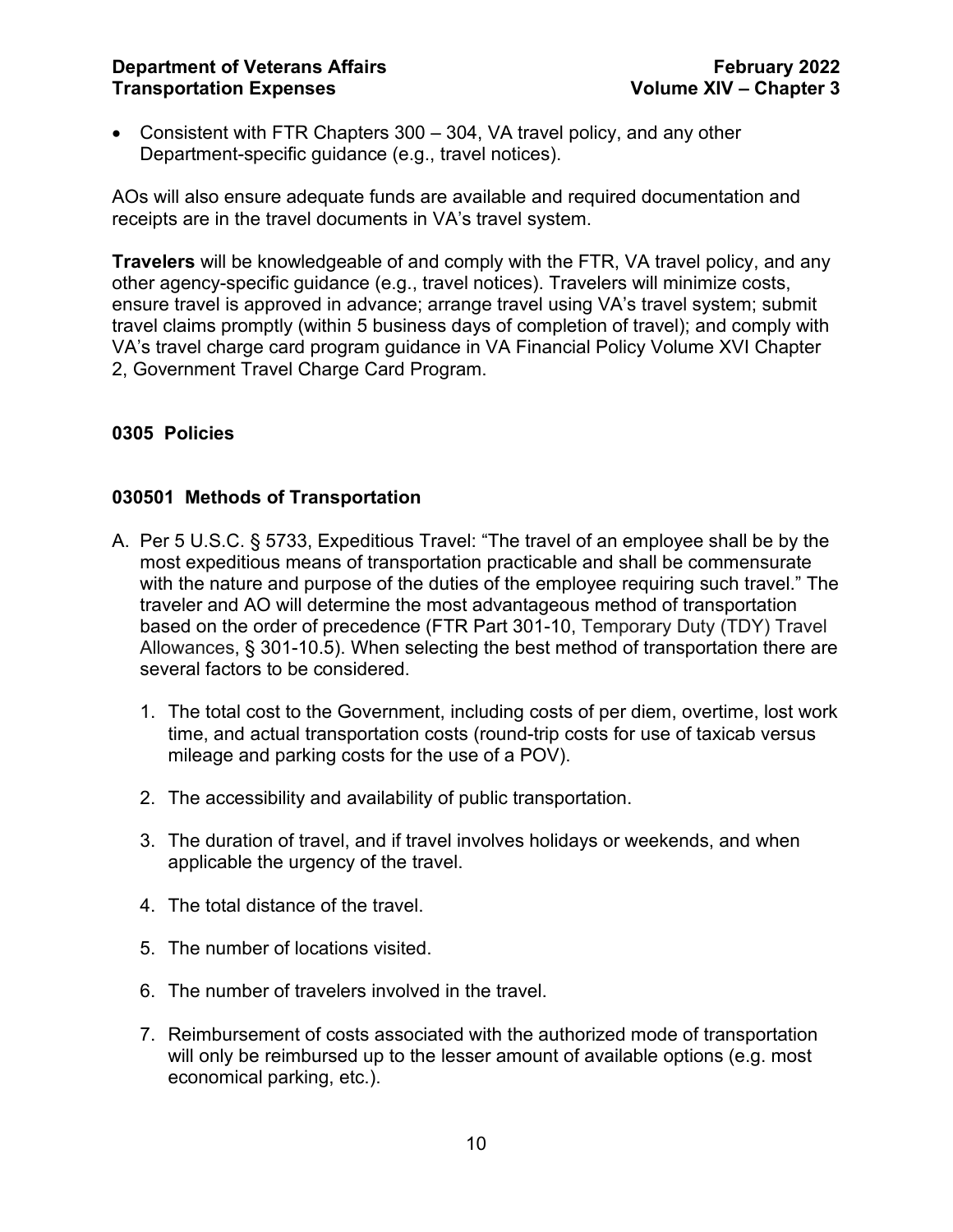- Consistent with FTR Chapters 300 – 304, VA travel policy, and any other Department-specific guidance (e.g., travel notices).

AOs will also ensure adequate funds are available and required documentation and receipts are in the travel documents in VA's travel system.

**Travelers** will be knowledgeable of and comply with the FTR, VA travel policy, and any other agency-specific guidance (e.g., travel notices). Travelers will minimize costs, ensure travel is approved in advance; arrange travel using VA's travel system; submit travel claims promptly (within 5 business days of completion of travel); and comply with VA's travel charge card program guidance in VA Financial Policy Volume XVI Chapter 2, Government Travel Charge Card Program.

## 0305 Policies

### 030501 Methods of Transportation

A. Per 5 U.S.C. § 5733, Expeditious Travel: "The travel of an employee shall be by the most expeditious means of transportation practicable and shall be commensurate with the nature and purpose of the duties of the employee requiring such travel." The traveler and AO will determine the most advantageous method of transportation based on the order of precedence (FTR Part 301-10, Temporary Duty (TDY) Travel Allowances, § 301-10.5). When selecting the best method of transportation there are several factors to be considered.

   1. The total cost to the Government, including costs of per diem, overtime, lost work time, and actual transportation costs (round-trip costs for use of taxicab versus mileage and parking costs for the use of a POV).

   2. The accessibility and availability of public transportation.

   3. The duration of travel, and if travel involves holidays or weekends, and when applicable the urgency of the travel.

   4. The total distance of the travel.

   5. The number of locations visited.

   6. The number of travelers involved in the travel.

   7. Reimbursement of costs associated with the authorized mode of transportation will only be reimbursed up to the lesser amount of available options (e.g. most economical parking, etc.).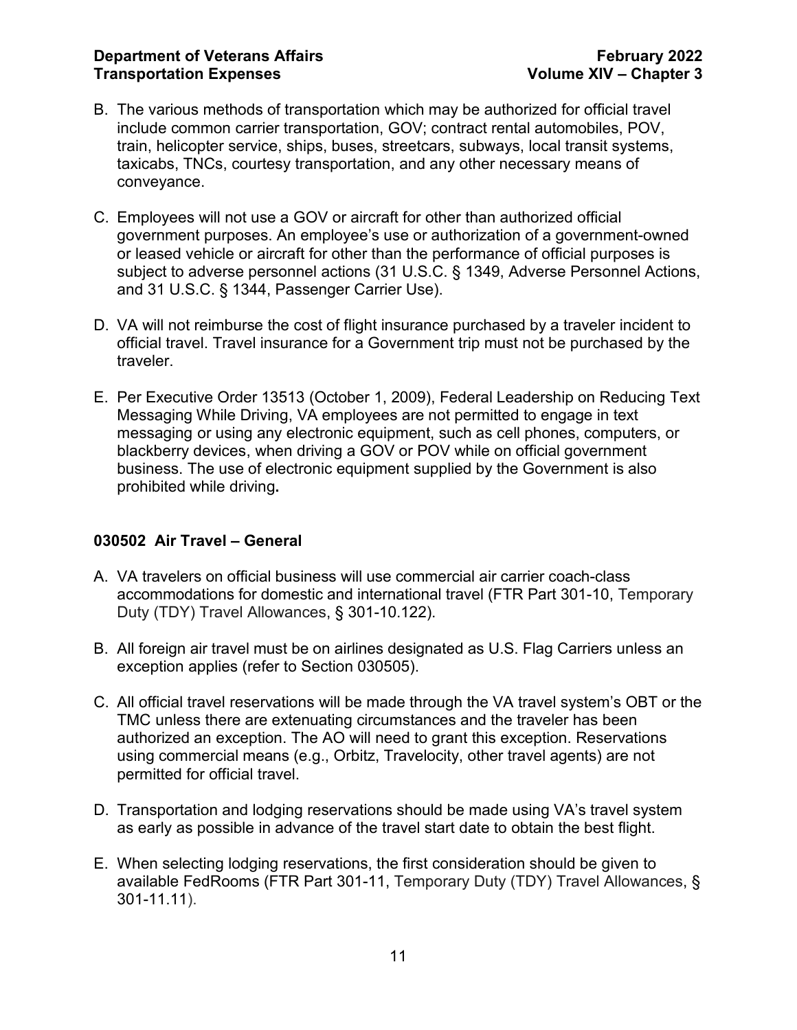B. The various methods of transportation which may be authorized for official travel include common carrier transportation, GOV; contract rental automobiles, POV, train, helicopter service, ships, buses, streetcars, subways, local transit systems, taxicabs, TNCs, courtesy transportation, and any other necessary means of conveyance.

C. Employees will not use a GOV or aircraft for other than authorized official government purposes. An employee's use or authorization of a government-owned or leased vehicle or aircraft for other than the performance of official purposes is subject to adverse personnel actions (31 U.S.C. § 1349, Adverse Personnel Actions, and 31 U.S.C. § 1344, Passenger Carrier Use).

D. VA will not reimburse the cost of flight insurance purchased by a traveler incident to official travel. Travel insurance for a Government trip must not be purchased by the traveler.

E. Per Executive Order 13513 (October 1, 2009), Federal Leadership on Reducing Text Messaging While Driving, VA employees are not permitted to engage in text messaging or using any electronic equipment, such as cell phones, computers, or blackberry devices, when driving a GOV or POV while on official government business. The use of electronic equipment supplied by the Government is also prohibited while driving.

### 030502 Air Travel – General

A. VA travelers on official business will use commercial air carrier coach-class accommodations for domestic and international travel (FTR Part 301-10, Temporary Duty (TDY) Travel Allowances, § 301-10.122).

B. All foreign air travel must be on airlines designated as U.S. Flag Carriers unless an exception applies (refer to Section 030505).

C. All official travel reservations will be made through the VA travel system's OBT or the TMC unless there are extenuating circumstances and the traveler has been authorized an exception. The AO will need to grant this exception. Reservations using commercial means (e.g., Orbitz, Travelocity, other travel agents) are not permitted for official travel.

D. Transportation and lodging reservations should be made using VA's travel system as early as possible in advance of the travel start date to obtain the best flight.

E. When selecting lodging reservations, the first consideration should be given to available FedRooms (FTR Part 301-11, Temporary Duty (TDY) Travel Allowances, § 301-11.11).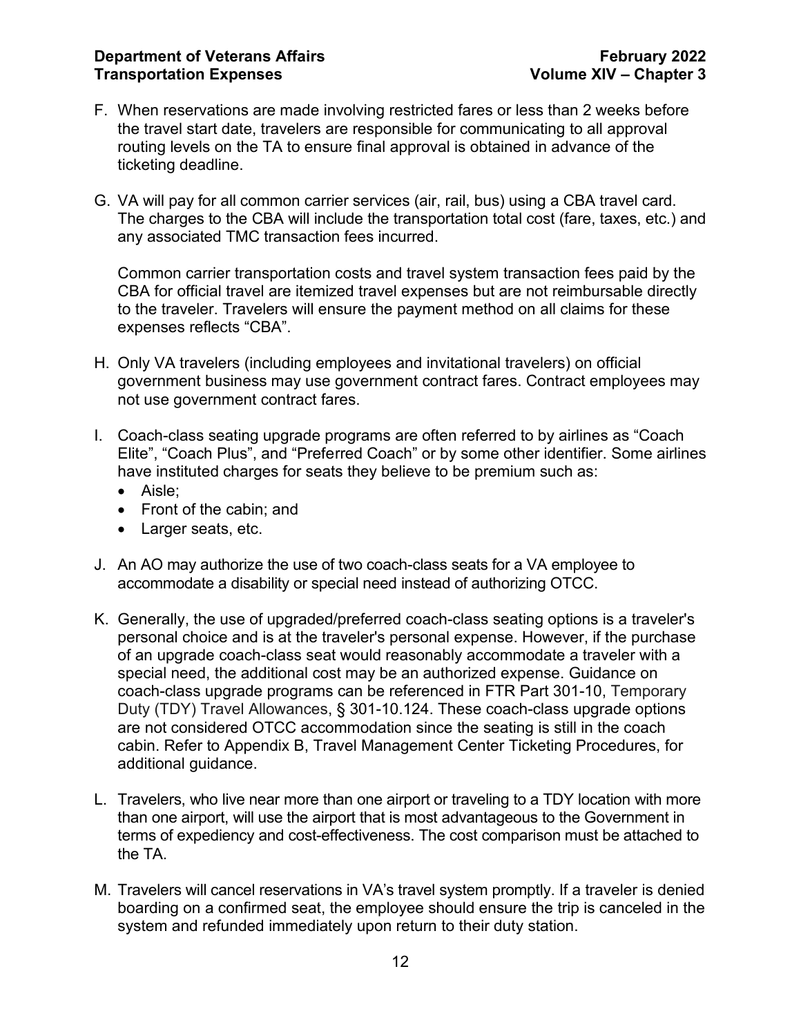F. When reservations are made involving restricted fares or less than 2 weeks before the travel start date, travelers are responsible for communicating to all approval routing levels on the TA to ensure final approval is obtained in advance of the ticketing deadline.

G. VA will pay for all common carrier services (air, rail, bus) using a CBA travel card. The charges to the CBA will include the transportation total cost (fare, taxes, etc.) and any associated TMC transaction fees incurred.

   Common carrier transportation costs and travel system transaction fees paid by the CBA for official travel are itemized travel expenses but are not reimbursable directly to the traveler. Travelers will ensure the payment method on all claims for these expenses reflects "CBA".

H. Only VA travelers (including employees and invitational travelers) on official government business may use government contract fares. Contract employees may not use government contract fares.

I. Coach-class seating upgrade programs are often referred to by airlines as "Coach Elite", "Coach Plus", and "Preferred Coach" or by some other identifier. Some airlines have instituted charges for seats they believe to be premium such as:
   - Aisle;
   - Front of the cabin; and
   - Larger seats, etc.

J. An AO may authorize the use of two coach-class seats for a VA employee to accommodate a disability or special need instead of authorizing OTCC.

K. Generally, the use of upgraded/preferred coach-class seating options is a traveler's personal choice and is at the traveler's personal expense. However, if the purchase of an upgrade coach-class seat would reasonably accommodate a traveler with a special need, the additional cost may be an authorized expense. Guidance on coach-class upgrade programs can be referenced in FTR Part 301-10, Temporary Duty (TDY) Travel Allowances, § 301-10.124. These coach-class upgrade options are not considered OTCC accommodation since the seating is still in the coach cabin. Refer to Appendix B, Travel Management Center Ticketing Procedures, for additional guidance.

L. Travelers, who live near more than one airport or traveling to a TDY location with more than one airport, will use the airport that is most advantageous to the Government in terms of expediency and cost-effectiveness. The cost comparison must be attached to the TA.

M. Travelers will cancel reservations in VA's travel system promptly. If a traveler is denied boarding on a confirmed seat, the employee should ensure the trip is canceled in the system and refunded immediately upon return to their duty station.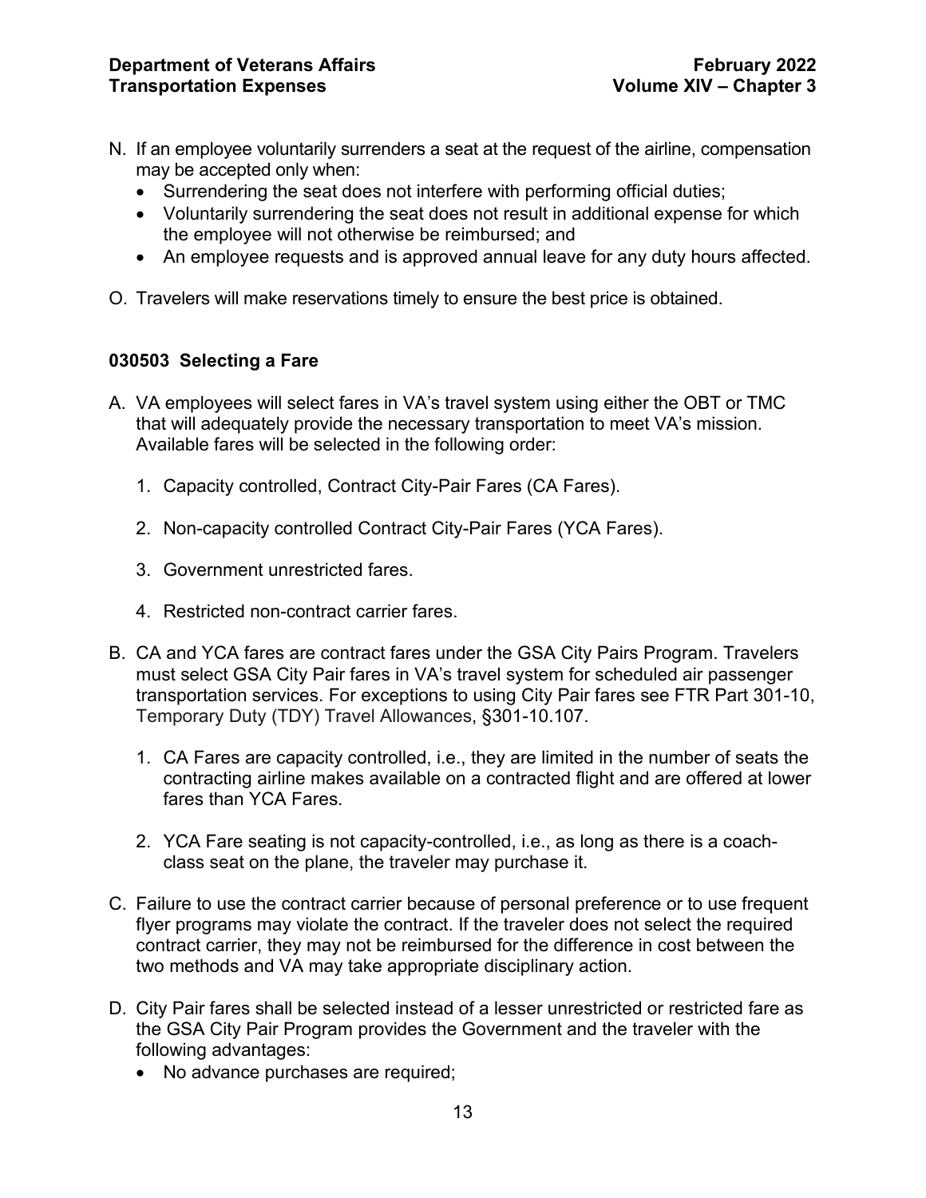N. If an employee voluntarily surrenders a seat at the request of the airline, compensation may be accepted only when:
   - Surrendering the seat does not interfere with performing official duties;
   - Voluntarily surrendering the seat does not result in additional expense for which the employee will not otherwise be reimbursed; and
   - An employee requests and is approved annual leave for any duty hours affected.

O. Travelers will make reservations timely to ensure the best price is obtained.

### 030503 Selecting a Fare

A. VA employees will select fares in VA's travel system using either the OBT or TMC that will adequately provide the necessary transportation to meet VA's mission. Available fares will be selected in the following order:

   1. Capacity controlled, Contract City-Pair Fares (CA Fares).

   2. Non-capacity controlled Contract City-Pair Fares (YCA Fares).

   3. Government unrestricted fares.

   4. Restricted non-contract carrier fares.

B. CA and YCA fares are contract fares under the GSA City Pairs Program. Travelers must select GSA City Pair fares in VA's travel system for scheduled air passenger transportation services. For exceptions to using City Pair fares see FTR Part 301-10, Temporary Duty (TDY) Travel Allowances, §301-10.107.

   1. CA Fares are capacity controlled, i.e., they are limited in the number of seats the contracting airline makes available on a contracted flight and are offered at lower fares than YCA Fares.

   2. YCA Fare seating is not capacity-controlled, i.e., as long as there is a coach-class seat on the plane, the traveler may purchase it.

C. Failure to use the contract carrier because of personal preference or to use frequent flyer programs may violate the contract. If the traveler does not select the required contract carrier, they may not be reimbursed for the difference in cost between the two methods and VA may take appropriate disciplinary action.

D. City Pair fares shall be selected instead of a lesser unrestricted or restricted fare as the GSA City Pair Program provides the Government and the traveler with the following advantages:
   - No advance purchases are required;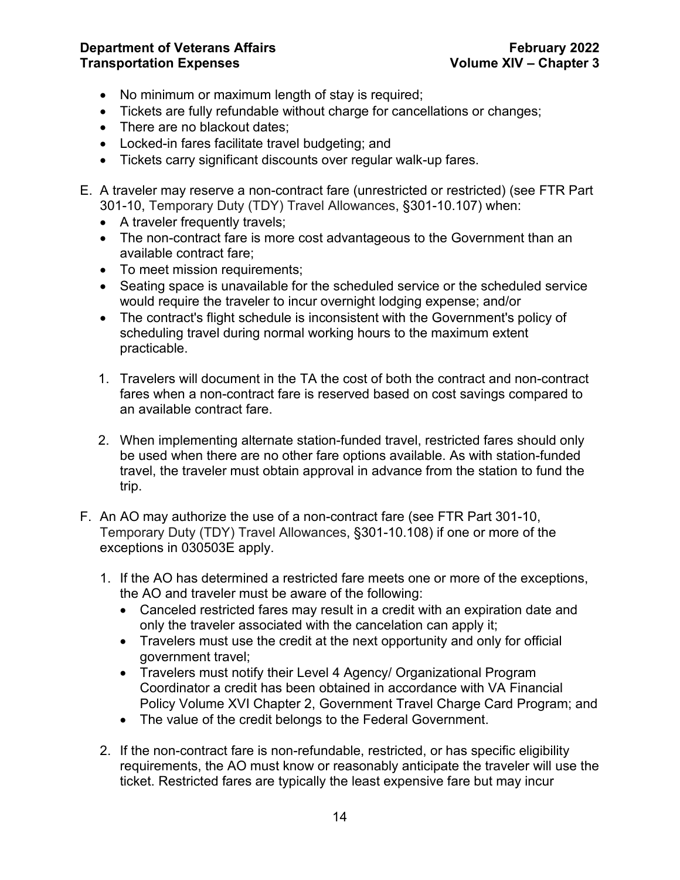- No minimum or maximum length of stay is required;
- Tickets are fully refundable without charge for cancellations or changes;
- There are no blackout dates;
- Locked-in fares facilitate travel budgeting; and
- Tickets carry significant discounts over regular walk-up fares.

E. A traveler may reserve a non-contract fare (unrestricted or restricted) (see FTR Part 301-10, Temporary Duty (TDY) Travel Allowances, §301-10.107) when:
   - A traveler frequently travels;
   - The non-contract fare is more cost advantageous to the Government than an available contract fare;
   - To meet mission requirements;
   - Seating space is unavailable for the scheduled service or the scheduled service would require the traveler to incur overnight lodging expense; and/or
   - The contract's flight schedule is inconsistent with the Government's policy of scheduling travel during normal working hours to the maximum extent practicable.

   1. Travelers will document in the TA the cost of both the contract and non-contract fares when a non-contract fare is reserved based on cost savings compared to an available contract fare.

   2. When implementing alternate station-funded travel, restricted fares should only be used when there are no other fare options available. As with station-funded travel, the traveler must obtain approval in advance from the station to fund the trip.

F. An AO may authorize the use of a non-contract fare (see FTR Part 301-10, Temporary Duty (TDY) Travel Allowances, §301-10.108) if one or more of the exceptions in 030503E apply.

   1. If the AO has determined a restricted fare meets one or more of the exceptions, the AO and traveler must be aware of the following:
      - Canceled restricted fares may result in a credit with an expiration date and only the traveler associated with the cancelation can apply it;
      - Travelers must use the credit at the next opportunity and only for official government travel;
      - Travelers must notify their Level 4 Agency/ Organizational Program Coordinator a credit has been obtained in accordance with VA Financial Policy Volume XVI Chapter 2, Government Travel Charge Card Program; and
      - The value of the credit belongs to the Federal Government.

   2. If the non-contract fare is non-refundable, restricted, or has specific eligibility requirements, the AO must know or reasonably anticipate the traveler will use the ticket. Restricted fares are typically the least expensive fare but may incur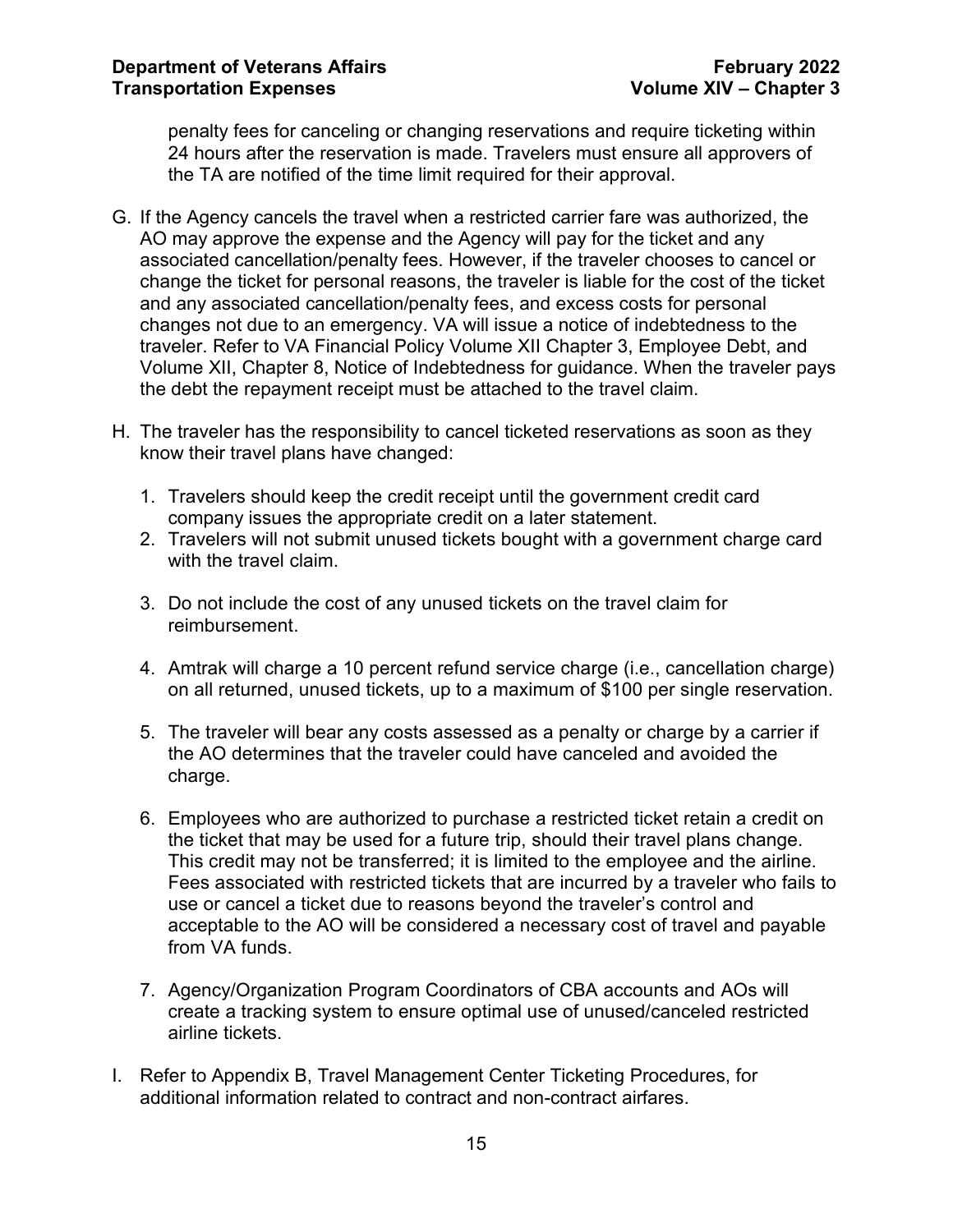penalty fees for canceling or changing reservations and require ticketing within 24 hours after the reservation is made. Travelers must ensure all approvers of the TA are notified of the time limit required for their approval.

G. If the Agency cancels the travel when a restricted carrier fare was authorized, the AO may approve the expense and the Agency will pay for the ticket and any associated cancellation/penalty fees. However, if the traveler chooses to cancel or change the ticket for personal reasons, the traveler is liable for the cost of the ticket and any associated cancellation/penalty fees, and excess costs for personal changes not due to an emergency. VA will issue a notice of indebtedness to the traveler. Refer to VA Financial Policy Volume XII Chapter 3, Employee Debt, and Volume XII, Chapter 8, Notice of Indebtedness for guidance. When the traveler pays the debt the repayment receipt must be attached to the travel claim.

H. The traveler has the responsibility to cancel ticketed reservations as soon as they know their travel plans have changed:

   1. Travelers should keep the credit receipt until the government credit card company issues the appropriate credit on a later statement.
   2. Travelers will not submit unused tickets bought with a government charge card with the travel claim.
   3. Do not include the cost of any unused tickets on the travel claim for reimbursement.
   4. Amtrak will charge a 10 percent refund service charge (i.e., cancellation charge) on all returned, unused tickets, up to a maximum of $100 per single reservation.
   5. The traveler will bear any costs assessed as a penalty or charge by a carrier if the AO determines that the traveler could have canceled and avoided the charge.
   6. Employees who are authorized to purchase a restricted ticket retain a credit on the ticket that may be used for a future trip, should their travel plans change. This credit may not be transferred; it is limited to the employee and the airline. Fees associated with restricted tickets that are incurred by a traveler who fails to use or cancel a ticket due to reasons beyond the traveler's control and acceptable to the AO will be considered a necessary cost of travel and payable from VA funds.
   7. Agency/Organization Program Coordinators of CBA accounts and AOs will create a tracking system to ensure optimal use of unused/canceled restricted airline tickets.

I. Refer to Appendix B, Travel Management Center Ticketing Procedures, for additional information related to contract and non-contract airfares.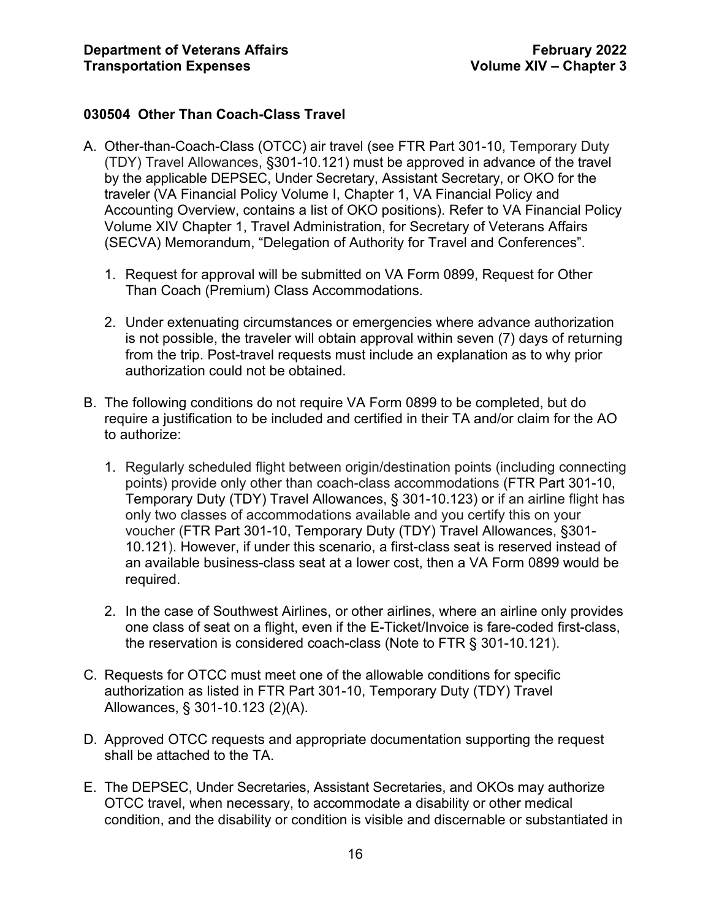### 030504 Other Than Coach-Class Travel

A. Other-than-Coach-Class (OTCC) air travel (see FTR Part 301-10, Temporary Duty (TDY) Travel Allowances, §301-10.121) must be approved in advance of the travel by the applicable DEPSEC, Under Secretary, Assistant Secretary, or OKO for the traveler (VA Financial Policy Volume I, Chapter 1, VA Financial Policy and Accounting Overview, contains a list of OKO positions). Refer to VA Financial Policy Volume XIV Chapter 1, Travel Administration, for Secretary of Veterans Affairs (SECVA) Memorandum, "Delegation of Authority for Travel and Conferences".

   1. Request for approval will be submitted on VA Form 0899, Request for Other Than Coach (Premium) Class Accommodations.

   2. Under extenuating circumstances or emergencies where advance authorization is not possible, the traveler will obtain approval within seven (7) days of returning from the trip. Post-travel requests must include an explanation as to why prior authorization could not be obtained.

B. The following conditions do not require VA Form 0899 to be completed, but do require a justification to be included and certified in their TA and/or claim for the AO to authorize:

   1. Regularly scheduled flight between origin/destination points (including connecting points) provide only other than coach-class accommodations (FTR Part 301-10, Temporary Duty (TDY) Travel Allowances, § 301-10.123) or if an airline flight has only two classes of accommodations available and you certify this on your voucher (FTR Part 301-10, Temporary Duty (TDY) Travel Allowances, §301-10.121). However, if under this scenario, a first-class seat is reserved instead of an available business-class seat at a lower cost, then a VA Form 0899 would be required.

   2. In the case of Southwest Airlines, or other airlines, where an airline only provides one class of seat on a flight, even if the E-Ticket/Invoice is fare-coded first-class, the reservation is considered coach-class (Note to FTR § 301-10.121).

C. Requests for OTCC must meet one of the allowable conditions for specific authorization as listed in FTR Part 301-10, Temporary Duty (TDY) Travel Allowances, § 301-10.123 (2)(A).

D. Approved OTCC requests and appropriate documentation supporting the request shall be attached to the TA.

E. The DEPSEC, Under Secretaries, Assistant Secretaries, and OKOs may authorize OTCC travel, when necessary, to accommodate a disability or other medical condition, and the disability or condition is visible and discernable or substantiated in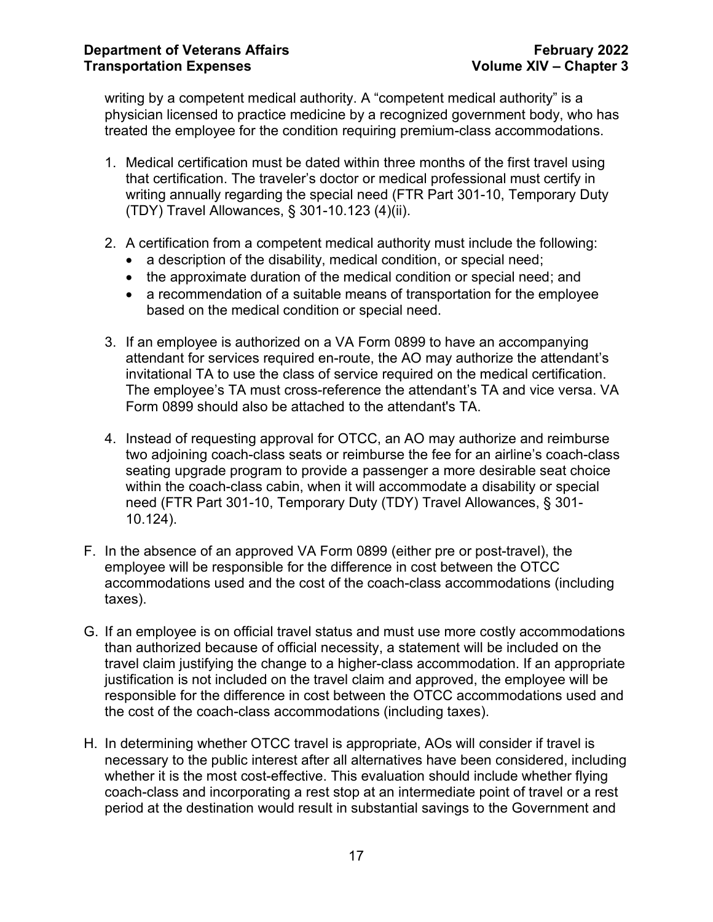writing by a competent medical authority. A “competent medical authority” is a physician licensed to practice medicine by a recognized government body, who has treated the employee for the condition requiring premium-class accommodations.

1. Medical certification must be dated within three months of the first travel using that certification. The traveler’s doctor or medical professional must certify in writing annually regarding the special need (FTR Part 301-10, Temporary Duty (TDY) Travel Allowances, § 301-10.123 (4)(ii).

2. A certification from a competent medical authority must include the following:
   - a description of the disability, medical condition, or special need;
   - the approximate duration of the medical condition or special need; and
   - a recommendation of a suitable means of transportation for the employee based on the medical condition or special need.

3. If an employee is authorized on a VA Form 0899 to have an accompanying attendant for services required en-route, the AO may authorize the attendant’s invitational TA to use the class of service required on the medical certification. The employee’s TA must cross-reference the attendant’s TA and vice versa. VA Form 0899 should also be attached to the attendant's TA.

4. Instead of requesting approval for OTCC, an AO may authorize and reimburse two adjoining coach-class seats or reimburse the fee for an airline’s coach-class seating upgrade program to provide a passenger a more desirable seat choice within the coach-class cabin, when it will accommodate a disability or special need (FTR Part 301-10, Temporary Duty (TDY) Travel Allowances, § 301-10.124).

F. In the absence of an approved VA Form 0899 (either pre or post-travel), the employee will be responsible for the difference in cost between the OTCC accommodations used and the cost of the coach-class accommodations (including taxes).

G. If an employee is on official travel status and must use more costly accommodations than authorized because of official necessity, a statement will be included on the travel claim justifying the change to a higher-class accommodation. If an appropriate justification is not included on the travel claim and approved, the employee will be responsible for the difference in cost between the OTCC accommodations used and the cost of the coach-class accommodations (including taxes).

H. In determining whether OTCC travel is appropriate, AOs will consider if travel is necessary to the public interest after all alternatives have been considered, including whether it is the most cost-effective. This evaluation should include whether flying coach-class and incorporating a rest stop at an intermediate point of travel or a rest period at the destination would result in substantial savings to the Government and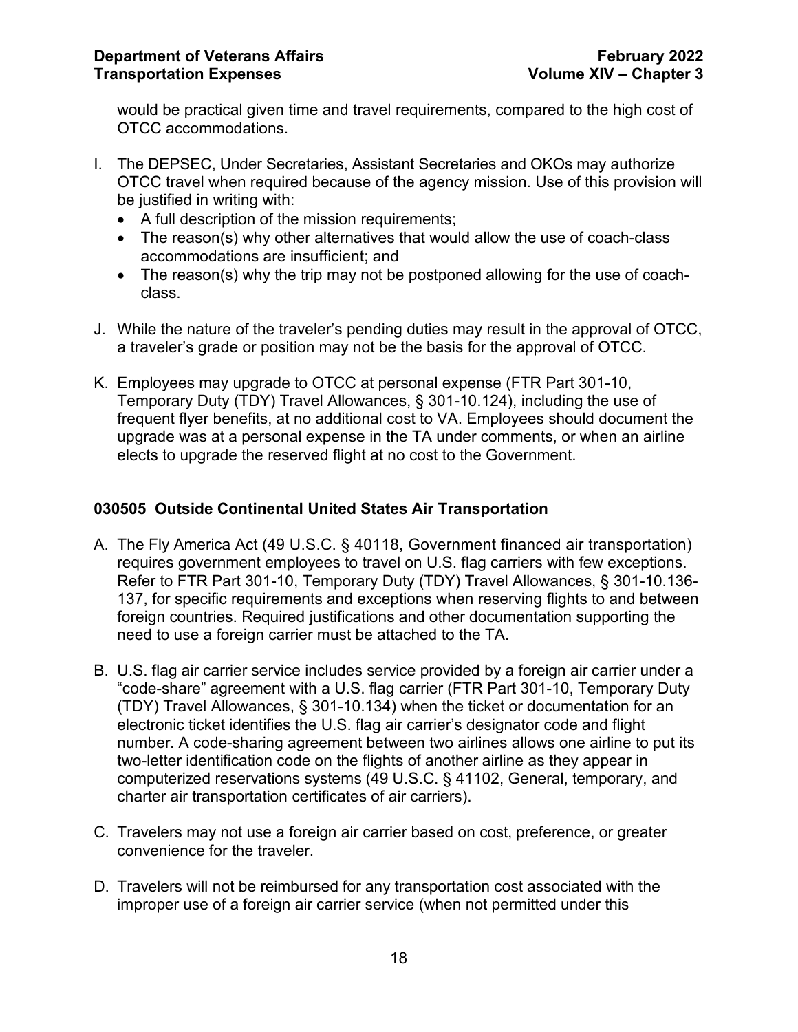would be practical given time and travel requirements, compared to the high cost of OTCC accommodations.

I. The DEPSEC, Under Secretaries, Assistant Secretaries and OKOs may authorize OTCC travel when required because of the agency mission. Use of this provision will be justified in writing with:
   - A full description of the mission requirements;
   - The reason(s) why other alternatives that would allow the use of coach-class accommodations are insufficient; and
   - The reason(s) why the trip may not be postponed allowing for the use of coach-class.

J. While the nature of the traveler's pending duties may result in the approval of OTCC, a traveler's grade or position may not be the basis for the approval of OTCC.

K. Employees may upgrade to OTCC at personal expense (FTR Part 301-10, Temporary Duty (TDY) Travel Allowances, § 301-10.124), including the use of frequent flyer benefits, at no additional cost to VA. Employees should document the upgrade was at a personal expense in the TA under comments, or when an airline elects to upgrade the reserved flight at no cost to the Government.

### 030505 Outside Continental United States Air Transportation

A. The Fly America Act (49 U.S.C. § 40118, Government financed air transportation) requires government employees to travel on U.S. flag carriers with few exceptions. Refer to FTR Part 301-10, Temporary Duty (TDY) Travel Allowances, § 301-10.136-137, for specific requirements and exceptions when reserving flights to and between foreign countries. Required justifications and other documentation supporting the need to use a foreign carrier must be attached to the TA.

B. U.S. flag air carrier service includes service provided by a foreign air carrier under a "code-share" agreement with a U.S. flag carrier (FTR Part 301-10, Temporary Duty (TDY) Travel Allowances, § 301-10.134) when the ticket or documentation for an electronic ticket identifies the U.S. flag air carrier's designator code and flight number. A code-sharing agreement between two airlines allows one airline to put its two-letter identification code on the flights of another airline as they appear in computerized reservations systems (49 U.S.C. § 41102, General, temporary, and charter air transportation certificates of air carriers).

C. Travelers may not use a foreign air carrier based on cost, preference, or greater convenience for the traveler.

D. Travelers will not be reimbursed for any transportation cost associated with the improper use of a foreign air carrier service (when not permitted under this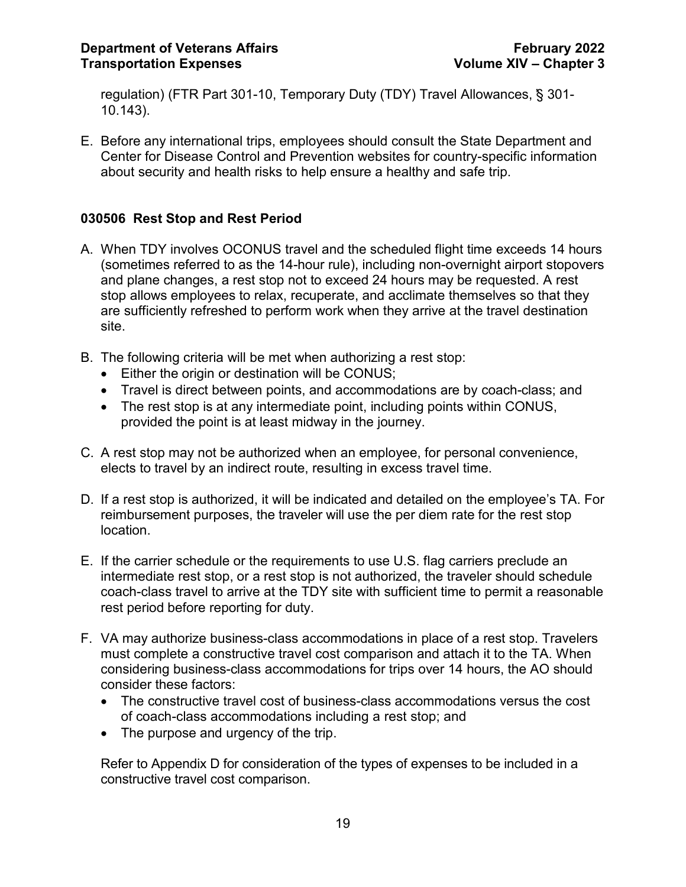regulation) (FTR Part 301-10, Temporary Duty (TDY) Travel Allowances, § 301-10.143).

E. Before any international trips, employees should consult the State Department and Center for Disease Control and Prevention websites for country-specific information about security and health risks to help ensure a healthy and safe trip.

### 030506 Rest Stop and Rest Period

A. When TDY involves OCONUS travel and the scheduled flight time exceeds 14 hours (sometimes referred to as the 14-hour rule), including non-overnight airport stopovers and plane changes, a rest stop not to exceed 24 hours may be requested. A rest stop allows employees to relax, recuperate, and acclimate themselves so that they are sufficiently refreshed to perform work when they arrive at the travel destination site.

B. The following criteria will be met when authorizing a rest stop:
   - Either the origin or destination will be CONUS;
   - Travel is direct between points, and accommodations are by coach-class; and
   - The rest stop is at any intermediate point, including points within CONUS, provided the point is at least midway in the journey.

C. A rest stop may not be authorized when an employee, for personal convenience, elects to travel by an indirect route, resulting in excess travel time.

D. If a rest stop is authorized, it will be indicated and detailed on the employee's TA. For reimbursement purposes, the traveler will use the per diem rate for the rest stop location.

E. If the carrier schedule or the requirements to use U.S. flag carriers preclude an intermediate rest stop, or a rest stop is not authorized, the traveler should schedule coach-class travel to arrive at the TDY site with sufficient time to permit a reasonable rest period before reporting for duty.

F. VA may authorize business-class accommodations in place of a rest stop. Travelers must complete a constructive travel cost comparison and attach it to the TA. When considering business-class accommodations for trips over 14 hours, the AO should consider these factors:
   - The constructive travel cost of business-class accommodations versus the cost of coach-class accommodations including a rest stop; and
   - The purpose and urgency of the trip.

   Refer to Appendix D for consideration of the types of expenses to be included in a constructive travel cost comparison.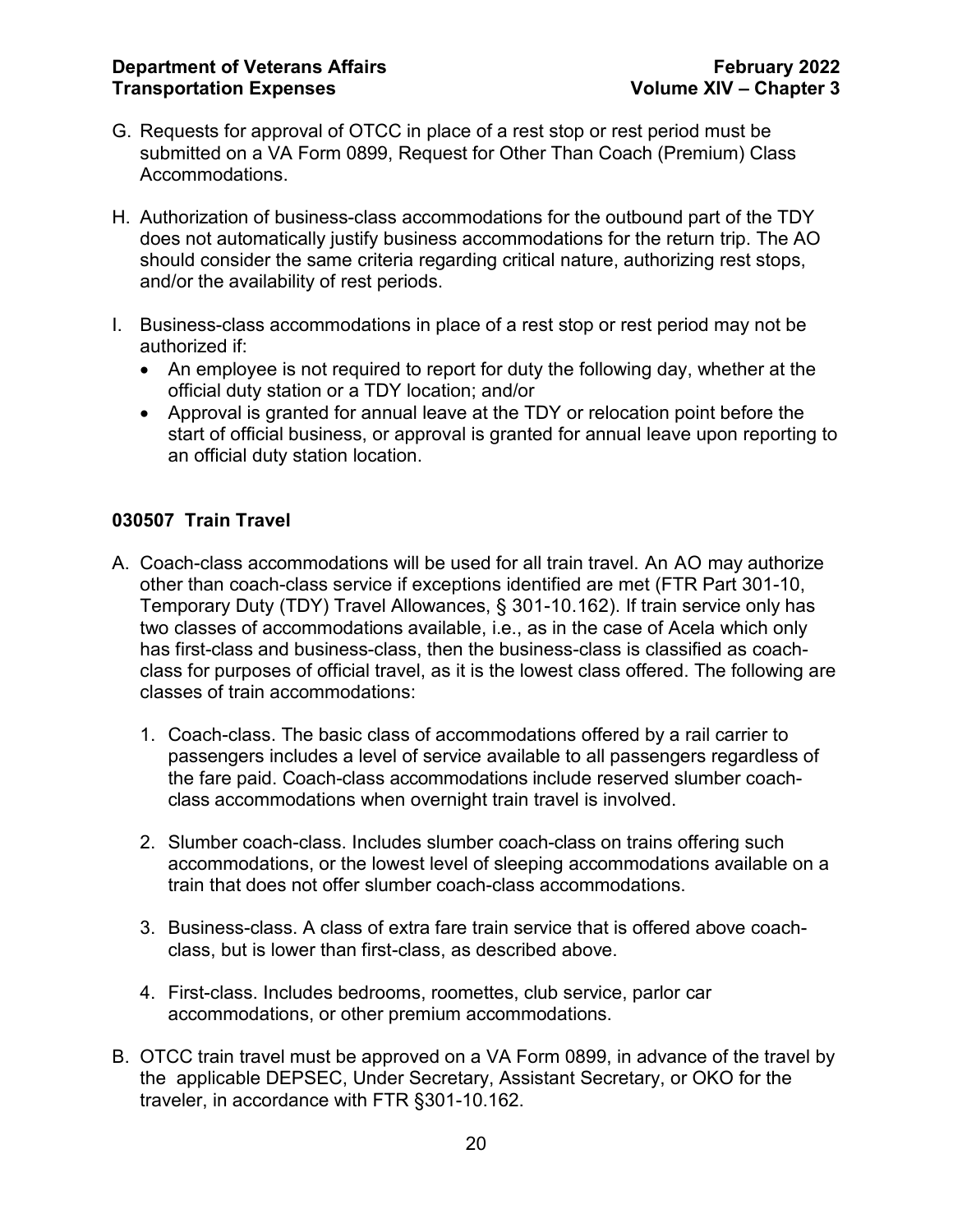G. Requests for approval of OTCC in place of a rest stop or rest period must be submitted on a VA Form 0899, Request for Other Than Coach (Premium) Class Accommodations.

H. Authorization of business-class accommodations for the outbound part of the TDY does not automatically justify business accommodations for the return trip. The AO should consider the same criteria regarding critical nature, authorizing rest stops, and/or the availability of rest periods.

I. Business-class accommodations in place of a rest stop or rest period may not be authorized if:
   - An employee is not required to report for duty the following day, whether at the official duty station or a TDY location; and/or
   - Approval is granted for annual leave at the TDY or relocation point before the start of official business, or approval is granted for annual leave upon reporting to an official duty station location.

### 030507 Train Travel

A. Coach-class accommodations will be used for all train travel. An AO may authorize other than coach-class service if exceptions identified are met (FTR Part 301-10, Temporary Duty (TDY) Travel Allowances, § 301-10.162). If train service only has two classes of accommodations available, i.e., as in the case of Acela which only has first-class and business-class, then the business-class is classified as coach-class for purposes of official travel, as it is the lowest class offered. The following are classes of train accommodations:

   1. Coach-class. The basic class of accommodations offered by a rail carrier to passengers includes a level of service available to all passengers regardless of the fare paid. Coach-class accommodations include reserved slumber coach-class accommodations when overnight train travel is involved.

   2. Slumber coach-class. Includes slumber coach-class on trains offering such accommodations, or the lowest level of sleeping accommodations available on a train that does not offer slumber coach-class accommodations.

   3. Business-class. A class of extra fare train service that is offered above coach-class, but is lower than first-class, as described above.

   4. First-class. Includes bedrooms, roomettes, club service, parlor car accommodations, or other premium accommodations.

B. OTCC train travel must be approved on a VA Form 0899, in advance of the travel by the applicable DEPSEC, Under Secretary, Assistant Secretary, or OKO for the traveler, in accordance with FTR §301-10.162.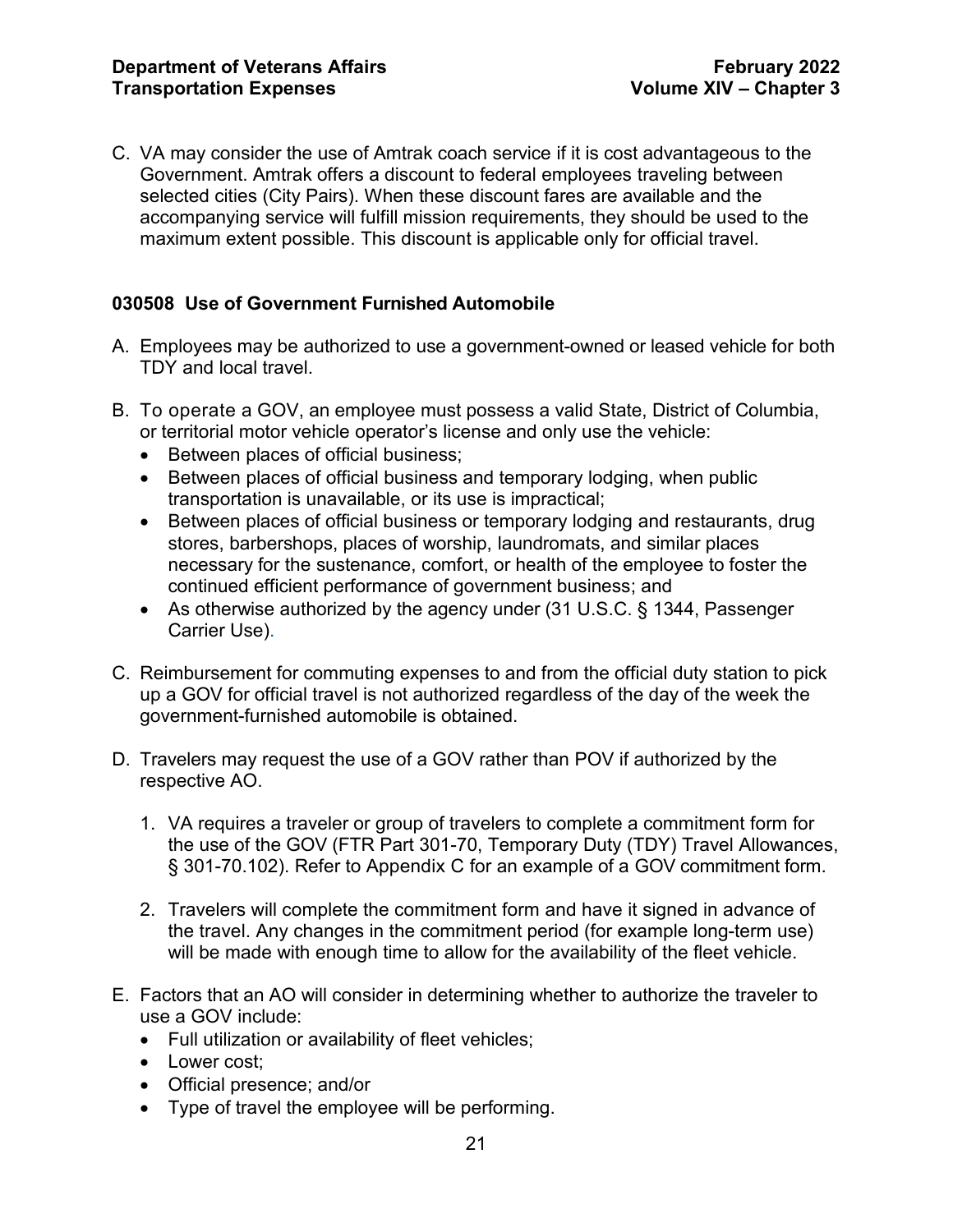C. VA may consider the use of Amtrak coach service if it is cost advantageous to the Government. Amtrak offers a discount to federal employees traveling between selected cities (City Pairs). When these discount fares are available and the accompanying service will fulfill mission requirements, they should be used to the maximum extent possible. This discount is applicable only for official travel.

### 030508 Use of Government Furnished Automobile

A. Employees may be authorized to use a government-owned or leased vehicle for both TDY and local travel.

B. To operate a GOV, an employee must possess a valid State, District of Columbia, or territorial motor vehicle operator's license and only use the vehicle:
   - Between places of official business;
   - Between places of official business and temporary lodging, when public transportation is unavailable, or its use is impractical;
   - Between places of official business or temporary lodging and restaurants, drug stores, barbershops, places of worship, laundromats, and similar places necessary for the sustenance, comfort, or health of the employee to foster the continued efficient performance of government business; and
   - As otherwise authorized by the agency under (31 U.S.C. § 1344, Passenger Carrier Use).

C. Reimbursement for commuting expenses to and from the official duty station to pick up a GOV for official travel is not authorized regardless of the day of the week the government-furnished automobile is obtained.

D. Travelers may request the use of a GOV rather than POV if authorized by the respective AO.

   1. VA requires a traveler or group of travelers to complete a commitment form for the use of the GOV (FTR Part 301-70, Temporary Duty (TDY) Travel Allowances, § 301-70.102). Refer to Appendix C for an example of a GOV commitment form.

   2. Travelers will complete the commitment form and have it signed in advance of the travel. Any changes in the commitment period (for example long-term use) will be made with enough time to allow for the availability of the fleet vehicle.

E. Factors that an AO will consider in determining whether to authorize the traveler to use a GOV include:
   - Full utilization or availability of fleet vehicles;
   - Lower cost;
   - Official presence; and/or
   - Type of travel the employee will be performing.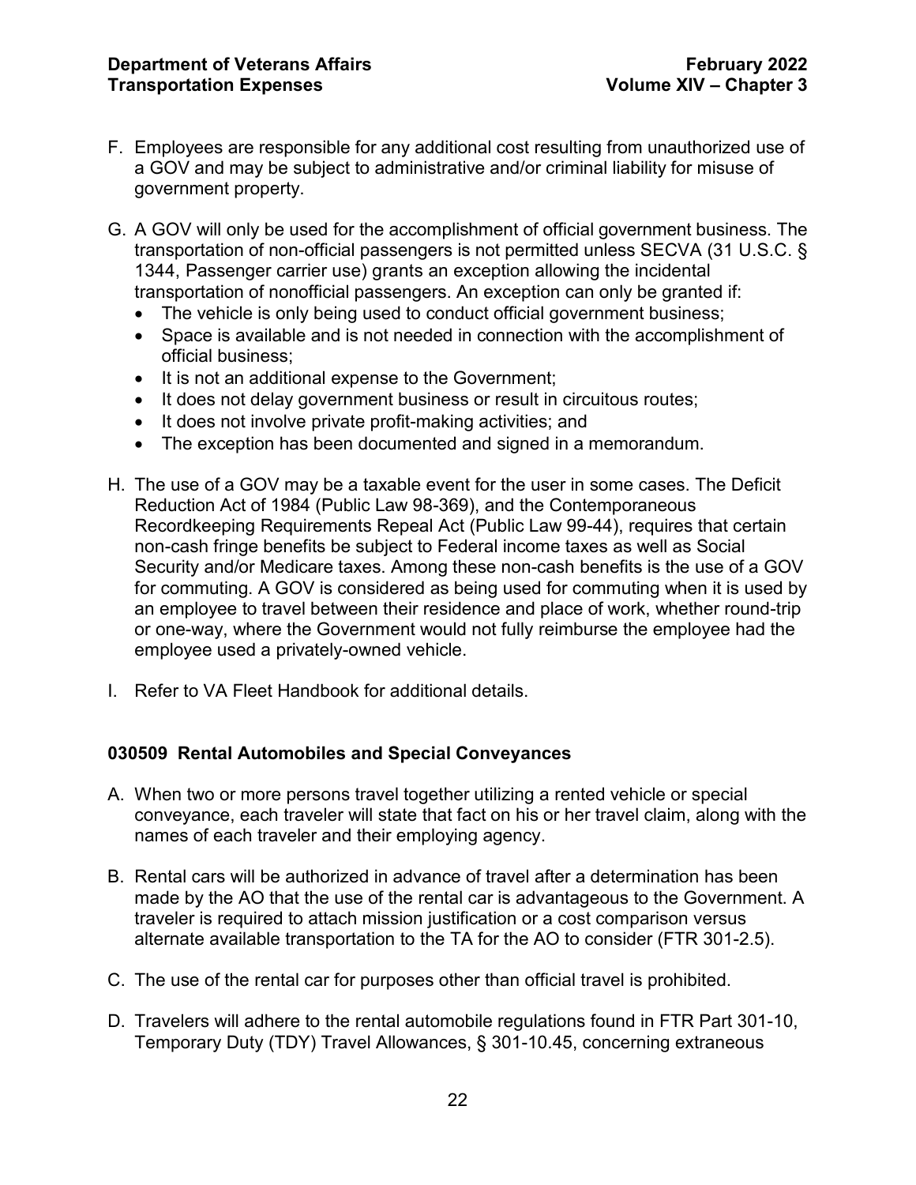F. Employees are responsible for any additional cost resulting from unauthorized use of a GOV and may be subject to administrative and/or criminal liability for misuse of government property.

G. A GOV will only be used for the accomplishment of official government business. The transportation of non-official passengers is not permitted unless SECVA (31 U.S.C. § 1344, Passenger carrier use) grants an exception allowing the incidental transportation of nonofficial passengers. An exception can only be granted if:
   - The vehicle is only being used to conduct official government business;
   - Space is available and is not needed in connection with the accomplishment of official business;
   - It is not an additional expense to the Government;
   - It does not delay government business or result in circuitous routes;
   - It does not involve private profit-making activities; and
   - The exception has been documented and signed in a memorandum.

H. The use of a GOV may be a taxable event for the user in some cases. The Deficit Reduction Act of 1984 (Public Law 98-369), and the Contemporaneous Recordkeeping Requirements Repeal Act (Public Law 99-44), requires that certain non-cash fringe benefits be subject to Federal income taxes as well as Social Security and/or Medicare taxes. Among these non-cash benefits is the use of a GOV for commuting. A GOV is considered as being used for commuting when it is used by an employee to travel between their residence and place of work, whether round-trip or one-way, where the Government would not fully reimburse the employee had the employee used a privately-owned vehicle.

I. Refer to VA Fleet Handbook for additional details.

### 030509 Rental Automobiles and Special Conveyances

A. When two or more persons travel together utilizing a rented vehicle or special conveyance, each traveler will state that fact on his or her travel claim, along with the names of each traveler and their employing agency.

B. Rental cars will be authorized in advance of travel after a determination has been made by the AO that the use of the rental car is advantageous to the Government. A traveler is required to attach mission justification or a cost comparison versus alternate available transportation to the TA for the AO to consider (FTR 301-2.5).

C. The use of the rental car for purposes other than official travel is prohibited.

D. Travelers will adhere to the rental automobile regulations found in FTR Part 301-10, Temporary Duty (TDY) Travel Allowances, § 301-10.45, concerning extraneous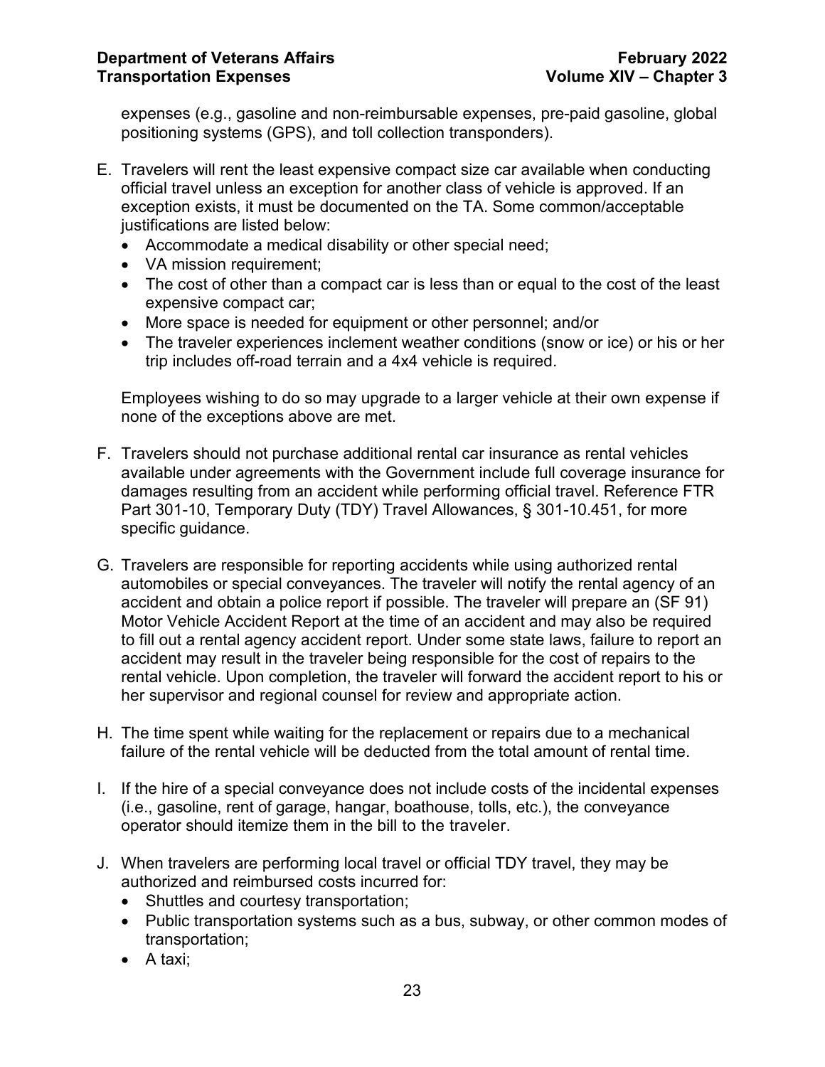expenses (e.g., gasoline and non-reimbursable expenses, pre-paid gasoline, global positioning systems (GPS), and toll collection transponders).

E. Travelers will rent the least expensive compact size car available when conducting official travel unless an exception for another class of vehicle is approved. If an exception exists, it must be documented on the TA. Some common/acceptable justifications are listed below:
   - Accommodate a medical disability or other special need;
   - VA mission requirement;
   - The cost of other than a compact car is less than or equal to the cost of the least expensive compact car;
   - More space is needed for equipment or other personnel; and/or
   - The traveler experiences inclement weather conditions (snow or ice) or his or her trip includes off-road terrain and a 4x4 vehicle is required.

   Employees wishing to do so may upgrade to a larger vehicle at their own expense if none of the exceptions above are met.

F. Travelers should not purchase additional rental car insurance as rental vehicles available under agreements with the Government include full coverage insurance for damages resulting from an accident while performing official travel. Reference FTR Part 301-10, Temporary Duty (TDY) Travel Allowances, § 301-10.451, for more specific guidance.

G. Travelers are responsible for reporting accidents while using authorized rental automobiles or special conveyances. The traveler will notify the rental agency of an accident and obtain a police report if possible. The traveler will prepare an (SF 91) Motor Vehicle Accident Report at the time of an accident and may also be required to fill out a rental agency accident report. Under some state laws, failure to report an accident may result in the traveler being responsible for the cost of repairs to the rental vehicle. Upon completion, the traveler will forward the accident report to his or her supervisor and regional counsel for review and appropriate action.

H. The time spent while waiting for the replacement or repairs due to a mechanical failure of the rental vehicle will be deducted from the total amount of rental time.

I. If the hire of a special conveyance does not include costs of the incidental expenses (i.e., gasoline, rent of garage, hangar, boathouse, tolls, etc.), the conveyance operator should itemize them in the bill to the traveler.

J. When travelers are performing local travel or official TDY travel, they may be authorized and reimbursed costs incurred for:
   - Shuttles and courtesy transportation;
   - Public transportation systems such as a bus, subway, or other common modes of transportation;
   - A taxi;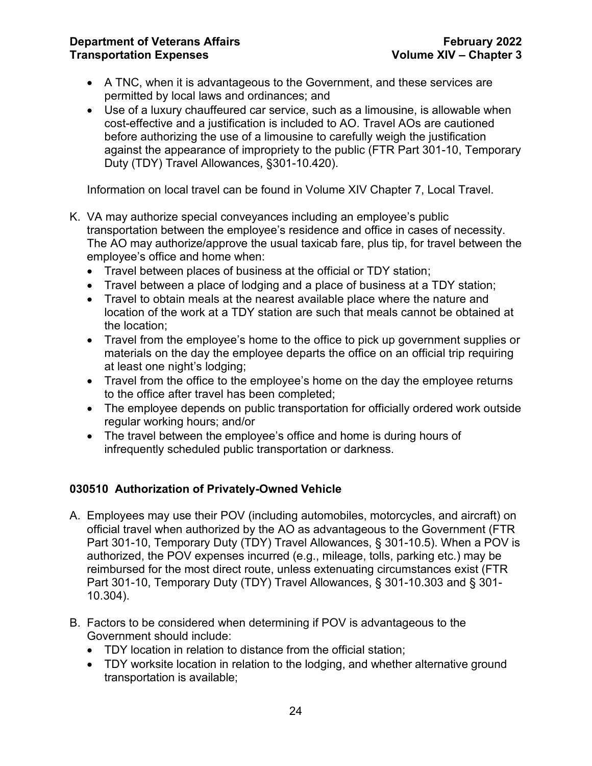- A TNC, when it is advantageous to the Government, and these services are permitted by local laws and ordinances; and
- Use of a luxury chauffeured car service, such as a limousine, is allowable when cost-effective and a justification is included to AO. Travel AOs are cautioned before authorizing the use of a limousine to carefully weigh the justification against the appearance of impropriety to the public (FTR Part 301-10, Temporary Duty (TDY) Travel Allowances, §301-10.420).

Information on local travel can be found in Volume XIV Chapter 7, Local Travel.

K. VA may authorize special conveyances including an employee's public transportation between the employee's residence and office in cases of necessity. The AO may authorize/approve the usual taxicab fare, plus tip, for travel between the employee's office and home when:
   - Travel between places of business at the official or TDY station;
   - Travel between a place of lodging and a place of business at a TDY station;
   - Travel to obtain meals at the nearest available place where the nature and location of the work at a TDY station are such that meals cannot be obtained at the location;
   - Travel from the employee's home to the office to pick up government supplies or materials on the day the employee departs the office on an official trip requiring at least one night's lodging;
   - Travel from the office to the employee's home on the day the employee returns to the office after travel has been completed;
   - The employee depends on public transportation for officially ordered work outside regular working hours; and/or
   - The travel between the employee's office and home is during hours of infrequently scheduled public transportation or darkness.

### 030510 Authorization of Privately-Owned Vehicle

A. Employees may use their POV (including automobiles, motorcycles, and aircraft) on official travel when authorized by the AO as advantageous to the Government (FTR Part 301-10, Temporary Duty (TDY) Travel Allowances, § 301-10.5). When a POV is authorized, the POV expenses incurred (e.g., mileage, tolls, parking etc.) may be reimbursed for the most direct route, unless extenuating circumstances exist (FTR Part 301-10, Temporary Duty (TDY) Travel Allowances, § 301-10.303 and § 301-10.304).

B. Factors to be considered when determining if POV is advantageous to the Government should include:
   - TDY location in relation to distance from the official station;
   - TDY worksite location in relation to the lodging, and whether alternative ground transportation is available;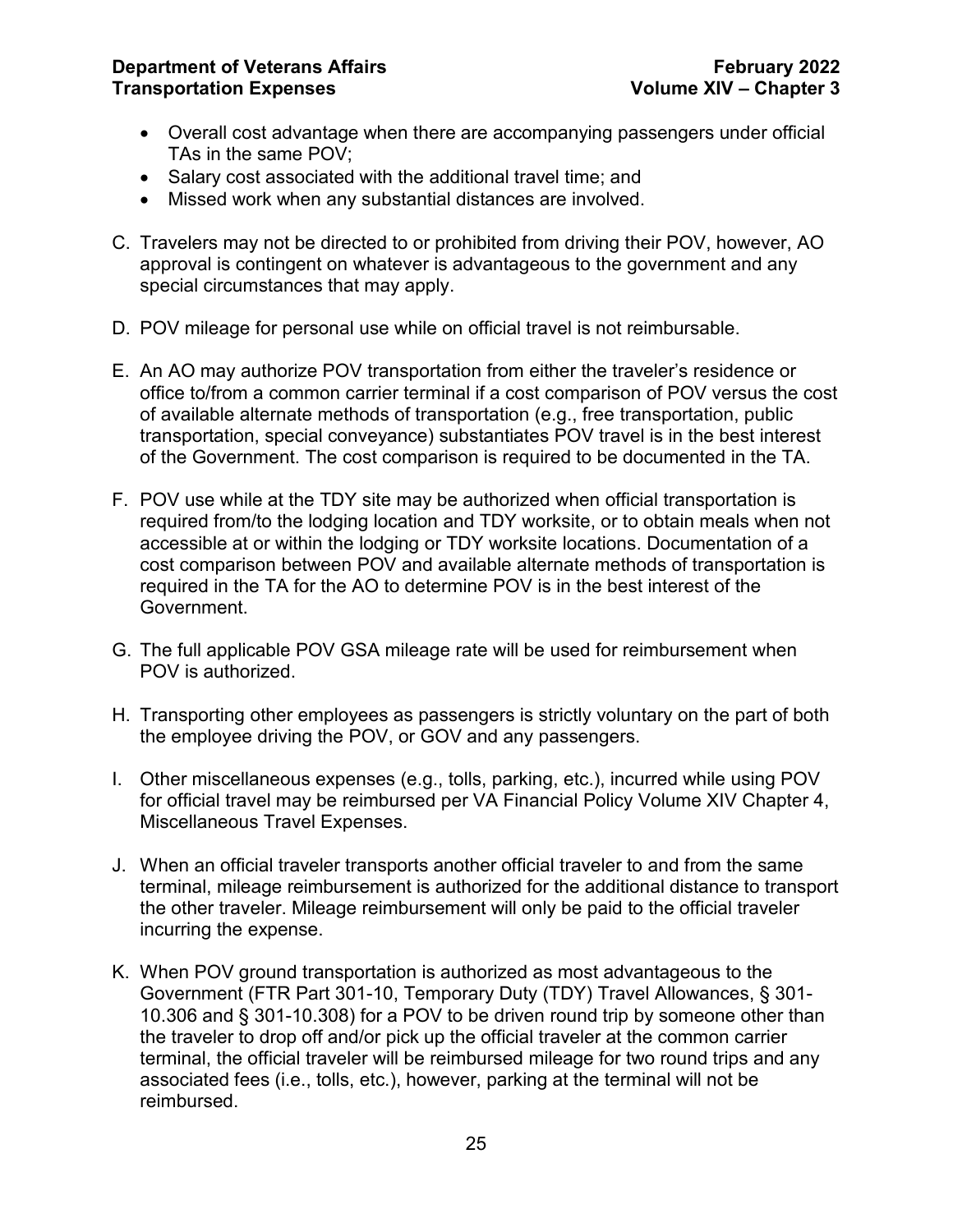- Overall cost advantage when there are accompanying passengers under official TAs in the same POV;
- Salary cost associated with the additional travel time; and
- Missed work when any substantial distances are involved.

C. Travelers may not be directed to or prohibited from driving their POV, however, AO approval is contingent on whatever is advantageous to the government and any special circumstances that may apply.

D. POV mileage for personal use while on official travel is not reimbursable.

E. An AO may authorize POV transportation from either the traveler's residence or office to/from a common carrier terminal if a cost comparison of POV versus the cost of available alternate methods of transportation (e.g., free transportation, public transportation, special conveyance) substantiates POV travel is in the best interest of the Government. The cost comparison is required to be documented in the TA.

F. POV use while at the TDY site may be authorized when official transportation is required from/to the lodging location and TDY worksite, or to obtain meals when not accessible at or within the lodging or TDY worksite locations. Documentation of a cost comparison between POV and available alternate methods of transportation is required in the TA for the AO to determine POV is in the best interest of the Government.

G. The full applicable POV GSA mileage rate will be used for reimbursement when POV is authorized.

H. Transporting other employees as passengers is strictly voluntary on the part of both the employee driving the POV, or GOV and any passengers.

I. Other miscellaneous expenses (e.g., tolls, parking, etc.), incurred while using POV for official travel may be reimbursed per VA Financial Policy Volume XIV Chapter 4, Miscellaneous Travel Expenses.

J. When an official traveler transports another official traveler to and from the same terminal, mileage reimbursement is authorized for the additional distance to transport the other traveler. Mileage reimbursement will only be paid to the official traveler incurring the expense.

K. When POV ground transportation is authorized as most advantageous to the Government (FTR Part 301-10, Temporary Duty (TDY) Travel Allowances, § 301-10.306 and § 301-10.308) for a POV to be driven round trip by someone other than the traveler to drop off and/or pick up the official traveler at the common carrier terminal, the official traveler will be reimbursed mileage for two round trips and any associated fees (i.e., tolls, etc.), however, parking at the terminal will not be reimbursed.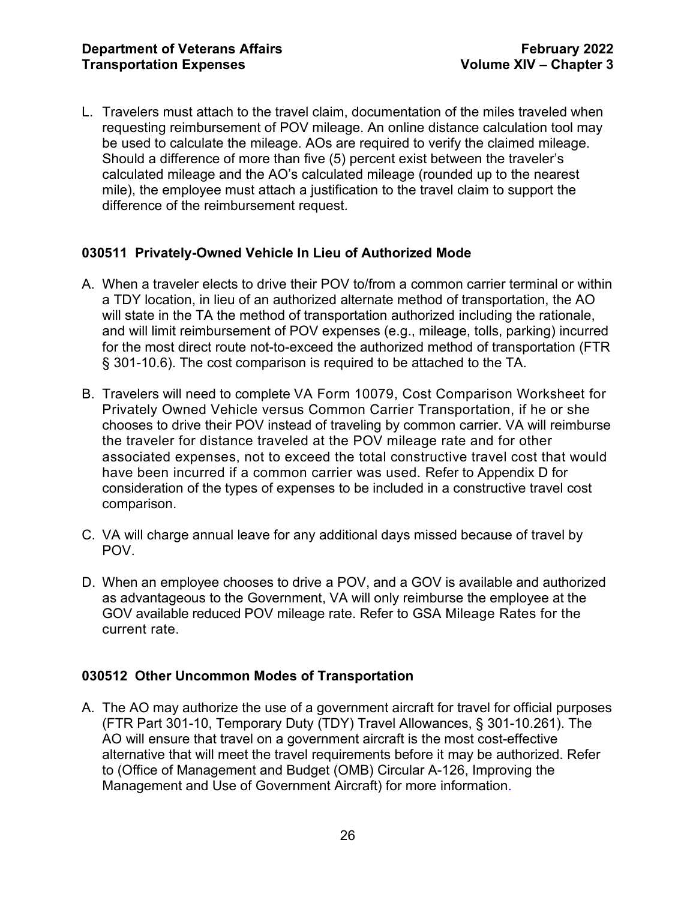L. Travelers must attach to the travel claim, documentation of the miles traveled when requesting reimbursement of POV mileage. An online distance calculation tool may be used to calculate the mileage. AOs are required to verify the claimed mileage. Should a difference of more than five (5) percent exist between the traveler's calculated mileage and the AO's calculated mileage (rounded up to the nearest mile), the employee must attach a justification to the travel claim to support the difference of the reimbursement request.

### 030511 Privately-Owned Vehicle In Lieu of Authorized Mode

A. When a traveler elects to drive their POV to/from a common carrier terminal or within a TDY location, in lieu of an authorized alternate method of transportation, the AO will state in the TA the method of transportation authorized including the rationale, and will limit reimbursement of POV expenses (e.g., mileage, tolls, parking) incurred for the most direct route not-to-exceed the authorized method of transportation (FTR § 301-10.6). The cost comparison is required to be attached to the TA.

B. Travelers will need to complete VA Form 10079, Cost Comparison Worksheet for Privately Owned Vehicle versus Common Carrier Transportation, if he or she chooses to drive their POV instead of traveling by common carrier. VA will reimburse the traveler for distance traveled at the POV mileage rate and for other associated expenses, not to exceed the total constructive travel cost that would have been incurred if a common carrier was used. Refer to Appendix D for consideration of the types of expenses to be included in a constructive travel cost comparison.

C. VA will charge annual leave for any additional days missed because of travel by POV.

D. When an employee chooses to drive a POV, and a GOV is available and authorized as advantageous to the Government, VA will only reimburse the employee at the GOV available reduced POV mileage rate. Refer to GSA Mileage Rates for the current rate.

### 030512 Other Uncommon Modes of Transportation

A. The AO may authorize the use of a government aircraft for travel for official purposes (FTR Part 301-10, Temporary Duty (TDY) Travel Allowances, § 301-10.261). The AO will ensure that travel on a government aircraft is the most cost-effective alternative that will meet the travel requirements before it may be authorized. Refer to (Office of Management and Budget (OMB) Circular A-126, Improving the Management and Use of Government Aircraft) for more information.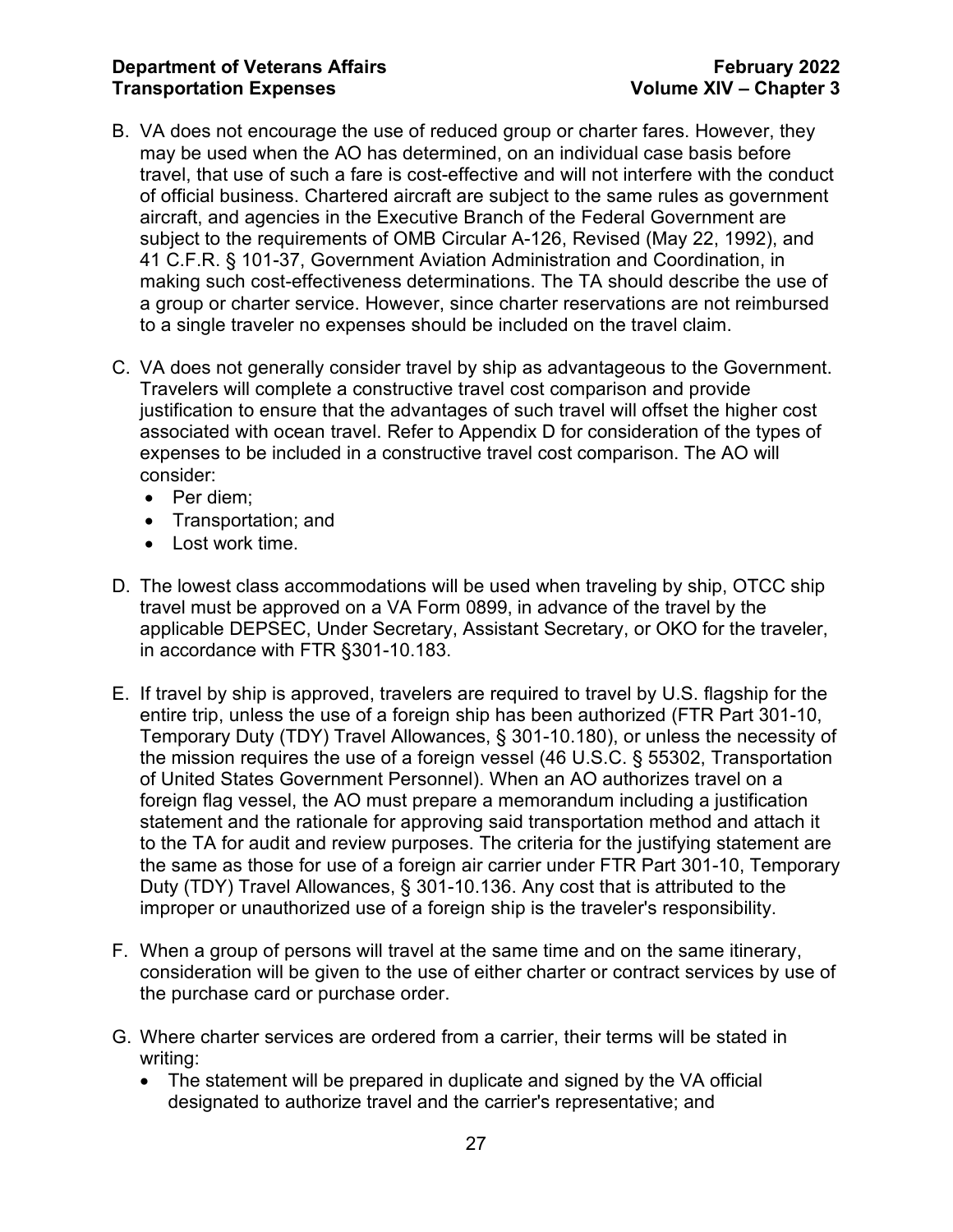B. VA does not encourage the use of reduced group or charter fares. However, they may be used when the AO has determined, on an individual case basis before travel, that use of such a fare is cost-effective and will not interfere with the conduct of official business. Chartered aircraft are subject to the same rules as government aircraft, and agencies in the Executive Branch of the Federal Government are subject to the requirements of OMB Circular A-126, Revised (May 22, 1992), and 41 C.F.R. § 101-37, Government Aviation Administration and Coordination, in making such cost-effectiveness determinations. The TA should describe the use of a group or charter service. However, since charter reservations are not reimbursed to a single traveler no expenses should be included on the travel claim.

C. VA does not generally consider travel by ship as advantageous to the Government. Travelers will complete a constructive travel cost comparison and provide justification to ensure that the advantages of such travel will offset the higher cost associated with ocean travel. Refer to Appendix D for consideration of the types of expenses to be included in a constructive travel cost comparison. The AO will consider:
   - Per diem;
   - Transportation; and
   - Lost work time.

D. The lowest class accommodations will be used when traveling by ship, OTCC ship travel must be approved on a VA Form 0899, in advance of the travel by the applicable DEPSEC, Under Secretary, Assistant Secretary, or OKO for the traveler, in accordance with FTR §301-10.183.

E. If travel by ship is approved, travelers are required to travel by U.S. flagship for the entire trip, unless the use of a foreign ship has been authorized (FTR Part 301-10, Temporary Duty (TDY) Travel Allowances, § 301-10.180), or unless the necessity of the mission requires the use of a foreign vessel (46 U.S.C. § 55302, Transportation of United States Government Personnel). When an AO authorizes travel on a foreign flag vessel, the AO must prepare a memorandum including a justification statement and the rationale for approving said transportation method and attach it to the TA for audit and review purposes. The criteria for the justifying statement are the same as those for use of a foreign air carrier under FTR Part 301-10, Temporary Duty (TDY) Travel Allowances, § 301-10.136. Any cost that is attributed to the improper or unauthorized use of a foreign ship is the traveler's responsibility.

F. When a group of persons will travel at the same time and on the same itinerary, consideration will be given to the use of either charter or contract services by use of the purchase card or purchase order.

G. Where charter services are ordered from a carrier, their terms will be stated in writing:
   - The statement will be prepared in duplicate and signed by the VA official designated to authorize travel and the carrier's representative; and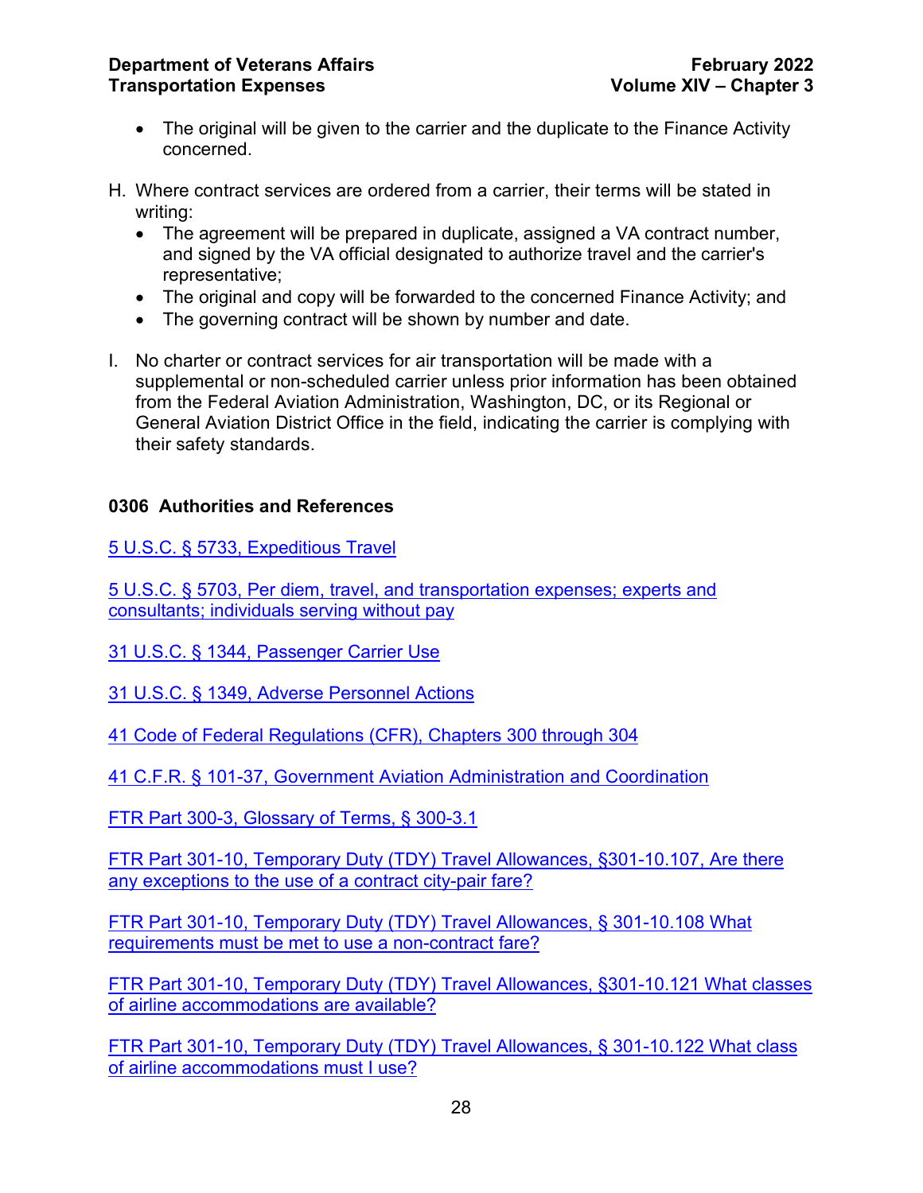- The original will be given to the carrier and the duplicate to the Finance Activity concerned.

H. Where contract services are ordered from a carrier, their terms will be stated in writing:

- The agreement will be prepared in duplicate, assigned a VA contract number, and signed by the VA official designated to authorize travel and the carrier's representative;
- The original and copy will be forwarded to the concerned Finance Activity; and
- The governing contract will be shown by number and date.

I. No charter or contract services for air transportation will be made with a supplemental or non-scheduled carrier unless prior information has been obtained from the Federal Aviation Administration, Washington, DC, or its Regional or General Aviation District Office in the field, indicating the carrier is complying with their safety standards.

## 0306 Authorities and References

5 U.S.C. § 5733, Expeditious Travel

5 U.S.C. § 5703, Per diem, travel, and transportation expenses; experts and consultants; individuals serving without pay

31 U.S.C. § 1344, Passenger Carrier Use

31 U.S.C. § 1349, Adverse Personnel Actions

41 Code of Federal Regulations (CFR), Chapters 300 through 304

41 C.F.R. § 101-37, Government Aviation Administration and Coordination

FTR Part 300-3, Glossary of Terms, § 300-3.1

FTR Part 301-10, Temporary Duty (TDY) Travel Allowances, §301-10.107, Are there any exceptions to the use of a contract city-pair fare?

FTR Part 301-10, Temporary Duty (TDY) Travel Allowances, § 301-10.108 What requirements must be met to use a non-contract fare?

FTR Part 301-10, Temporary Duty (TDY) Travel Allowances, §301-10.121 What classes of airline accommodations are available?

FTR Part 301-10, Temporary Duty (TDY) Travel Allowances, § 301-10.122 What class of airline accommodations must I use?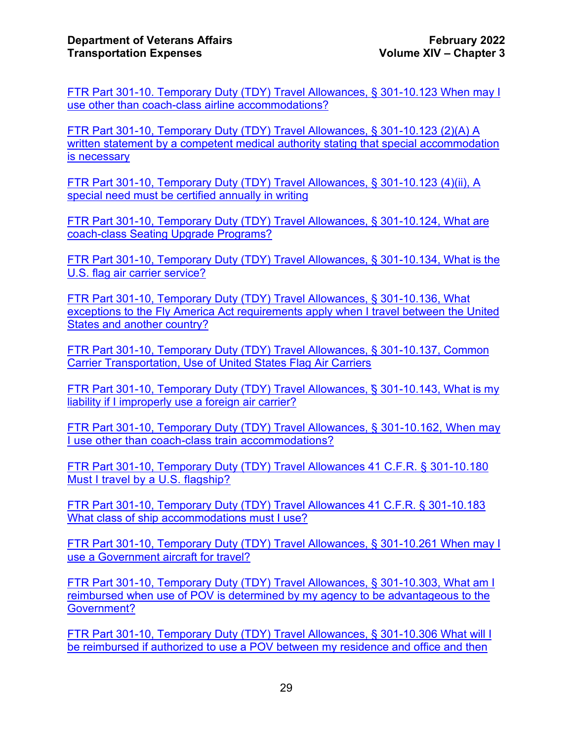FTR Part 301-10. Temporary Duty (TDY) Travel Allowances, § 301-10.123 When may I use other than coach-class airline accommodations?

FTR Part 301-10, Temporary Duty (TDY) Travel Allowances, § 301-10.123 (2)(A) A written statement by a competent medical authority stating that special accommodation is necessary

FTR Part 301-10, Temporary Duty (TDY) Travel Allowances, § 301-10.123 (4)(ii), A special need must be certified annually in writing

FTR Part 301-10, Temporary Duty (TDY) Travel Allowances, § 301-10.124, What are coach-class Seating Upgrade Programs?

FTR Part 301-10, Temporary Duty (TDY) Travel Allowances, § 301-10.134, What is the U.S. flag air carrier service?

FTR Part 301-10, Temporary Duty (TDY) Travel Allowances, § 301-10.136, What exceptions to the Fly America Act requirements apply when I travel between the United States and another country?

FTR Part 301-10, Temporary Duty (TDY) Travel Allowances, § 301-10.137, Common Carrier Transportation, Use of United States Flag Air Carriers

FTR Part 301-10, Temporary Duty (TDY) Travel Allowances, § 301-10.143, What is my liability if I improperly use a foreign air carrier?

FTR Part 301-10, Temporary Duty (TDY) Travel Allowances, § 301-10.162, When may I use other than coach-class train accommodations?

FTR Part 301-10, Temporary Duty (TDY) Travel Allowances 41 C.F.R. § 301-10.180 Must I travel by a U.S. flagship?

FTR Part 301-10, Temporary Duty (TDY) Travel Allowances 41 C.F.R. § 301-10.183 What class of ship accommodations must I use?

FTR Part 301-10, Temporary Duty (TDY) Travel Allowances, § 301-10.261 When may I use a Government aircraft for travel?

FTR Part 301-10, Temporary Duty (TDY) Travel Allowances, § 301-10.303, What am I reimbursed when use of POV is determined by my agency to be advantageous to the Government?

FTR Part 301-10, Temporary Duty (TDY) Travel Allowances, § 301-10.306 What will I be reimbursed if authorized to use a POV between my residence and office and then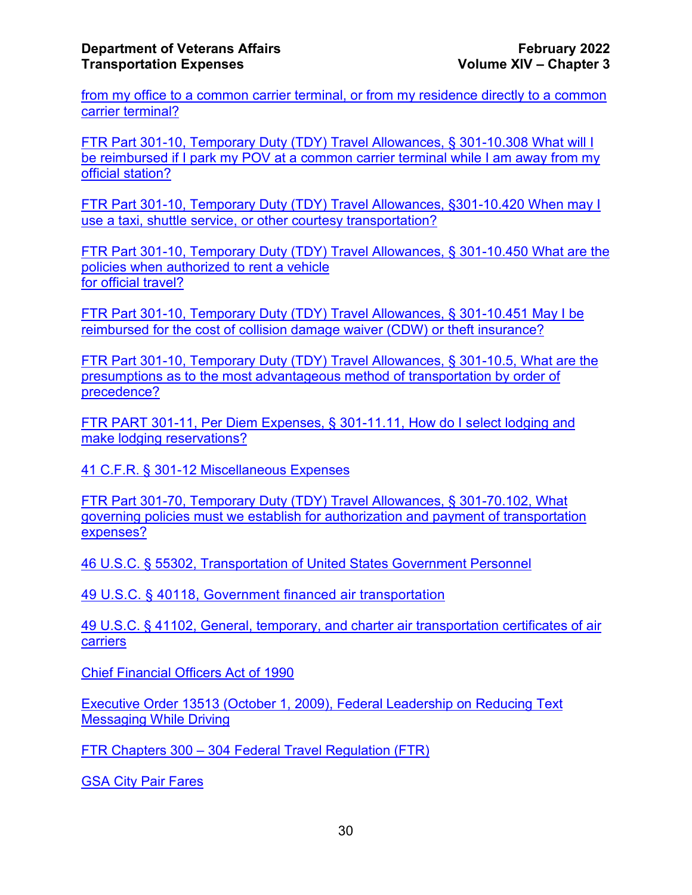from my office to a common carrier terminal, or from my residence directly to a common carrier terminal?

FTR Part 301-10, Temporary Duty (TDY) Travel Allowances, § 301-10.308 What will I be reimbursed if I park my POV at a common carrier terminal while I am away from my official station?

FTR Part 301-10, Temporary Duty (TDY) Travel Allowances, §301-10.420 When may I use a taxi, shuttle service, or other courtesy transportation?

FTR Part 301-10, Temporary Duty (TDY) Travel Allowances, § 301-10.450 What are the policies when authorized to rent a vehicle for official travel?

FTR Part 301-10, Temporary Duty (TDY) Travel Allowances, § 301-10.451 May I be reimbursed for the cost of collision damage waiver (CDW) or theft insurance?

FTR Part 301-10, Temporary Duty (TDY) Travel Allowances, § 301-10.5, What are the presumptions as to the most advantageous method of transportation by order of precedence?

FTR PART 301-11, Per Diem Expenses, § 301-11.11, How do I select lodging and make lodging reservations?

41 C.F.R. § 301-12 Miscellaneous Expenses

FTR Part 301-70, Temporary Duty (TDY) Travel Allowances, § 301-70.102, What governing policies must we establish for authorization and payment of transportation expenses?

46 U.S.C. § 55302, Transportation of United States Government Personnel

49 U.S.C. § 40118, Government financed air transportation

49 U.S.C. § 41102, General, temporary, and charter air transportation certificates of air carriers

Chief Financial Officers Act of 1990

Executive Order 13513 (October 1, 2009), Federal Leadership on Reducing Text Messaging While Driving

FTR Chapters 300 – 304 Federal Travel Regulation (FTR)

GSA City Pair Fares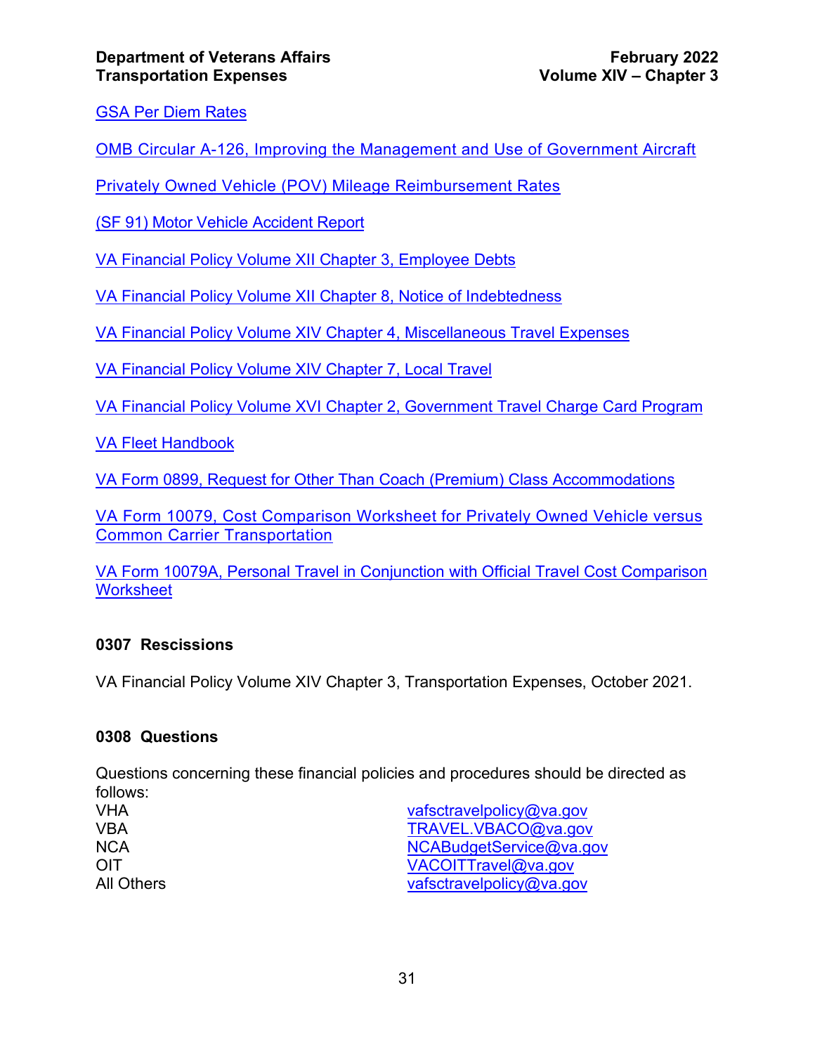GSA Per Diem Rates

OMB Circular A-126, Improving the Management and Use of Government Aircraft

Privately Owned Vehicle (POV) Mileage Reimbursement Rates

(SF 91) Motor Vehicle Accident Report

VA Financial Policy Volume XII Chapter 3, Employee Debts

VA Financial Policy Volume XII Chapter 8, Notice of Indebtedness

VA Financial Policy Volume XIV Chapter 4, Miscellaneous Travel Expenses

VA Financial Policy Volume XIV Chapter 7, Local Travel

VA Financial Policy Volume XVI Chapter 2, Government Travel Charge Card Program

VA Fleet Handbook

VA Form 0899, Request for Other Than Coach (Premium) Class Accommodations

VA Form 10079, Cost Comparison Worksheet for Privately Owned Vehicle versus Common Carrier Transportation

VA Form 10079A, Personal Travel in Conjunction with Official Travel Cost Comparison Worksheet

## 0307 Rescissions

VA Financial Policy Volume XIV Chapter 3, Transportation Expenses, October 2021.

## 0308 Questions

Questions concerning these financial policies and procedures should be directed as follows:

| | |
|---|---|
| VHA | vafsctravelpolicy@va.gov |
| VBA | TRAVEL.VBACO@va.gov |
| NCA | NCABudgetService@va.gov |
| OIT | VACOITTravel@va.gov |
| All Others | vafsctravelpolicy@va.gov |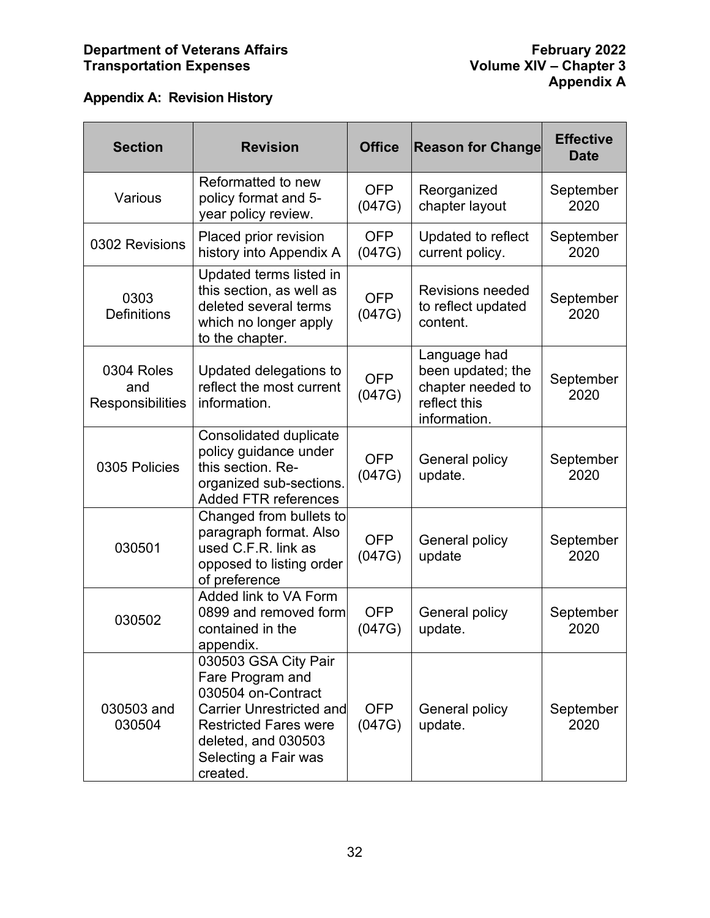## Appendix A: Revision History

| Section | Revision | Office | Reason for Change | Effective Date |
|---|---|---|---|---|
| Various | Reformatted to new policy format and 5-year policy review. | OFP (047G) | Reorganized chapter layout | September 2020 |
| 0302 Revisions | Placed prior revision history into Appendix A | OFP (047G) | Updated to reflect current policy. | September 2020 |
| 0303 Definitions | Updated terms listed in this section, as well as deleted several terms which no longer apply to the chapter. | OFP (047G) | Revisions needed to reflect updated content. | September 2020 |
| 0304 Roles and Responsibilities | Updated delegations to reflect the most current information. | OFP (047G) | Language had been updated; the chapter needed to reflect this information. | September 2020 |
| 0305 Policies | Consolidated duplicate policy guidance under this section. Re-organized sub-sections. Added FTR references | OFP (047G) | General policy update. | September 2020 |
| 030501 | Changed from bullets to paragraph format. Also used C.F.R. link as opposed to listing order of preference | OFP (047G) | General policy update | September 2020 |
| 030502 | Added link to VA Form 0899 and removed form contained in the appendix. | OFP (047G) | General policy update. | September 2020 |
| 030503 and 030504 | 030503 GSA City Pair Fare Program and 030504 on-Contract Carrier Unrestricted and Restricted Fares were deleted, and 030503 Selecting a Fair was created. | OFP (047G) | General policy update. | September 2020 |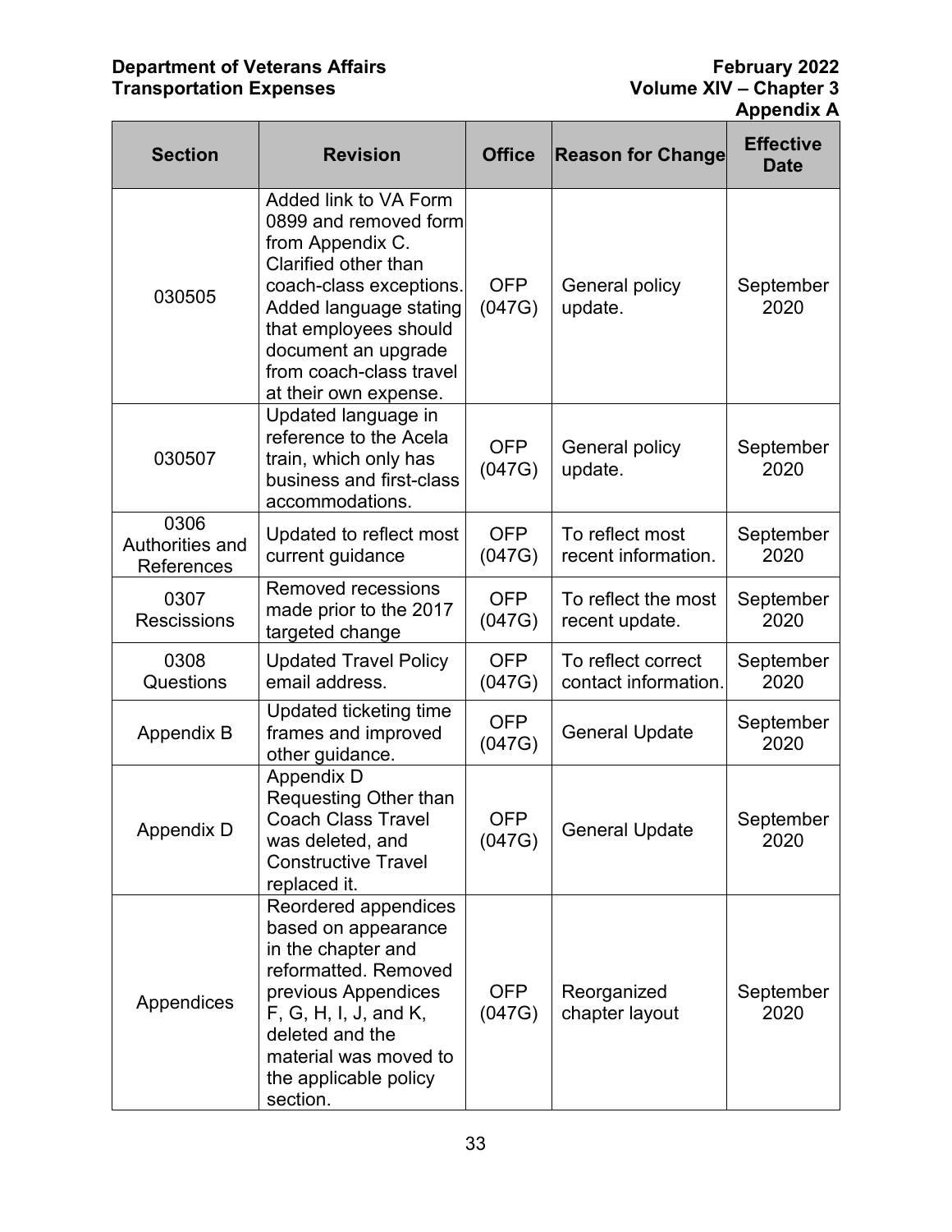| Section | Revision | Office | Reason for Change | Effective Date |
|---|---|---|---|---|
| 030505 | Added link to VA Form 0899 and removed form from Appendix C. Clarified other than coach-class exceptions. Added language stating that employees should document an upgrade from coach-class travel at their own expense. | OFP (047G) | General policy update. | September 2020 |
| 030507 | Updated language in reference to the Acela train, which only has business and first-class accommodations. | OFP (047G) | General policy update. | September 2020 |
| 0306 Authorities and References | Updated to reflect most current guidance | OFP (047G) | To reflect most recent information. | September 2020 |
| 0307 Rescissions | Removed recessions made prior to the 2017 targeted change | OFP (047G) | To reflect the most recent update. | September 2020 |
| 0308 Questions | Updated Travel Policy email address. | OFP (047G) | To reflect correct contact information. | September 2020 |
| Appendix B | Updated ticketing time frames and improved other guidance. | OFP (047G) | General Update | September 2020 |
| Appendix D | Appendix D Requesting Other than Coach Class Travel was deleted, and Constructive Travel replaced it. | OFP (047G) | General Update | September 2020 |
| Appendices | Reordered appendices based on appearance in the chapter and reformatted. Removed previous Appendices F, G, H, I, J, and K, deleted and the material was moved to the applicable policy section. | OFP (047G) | Reorganized chapter layout | September 2020 |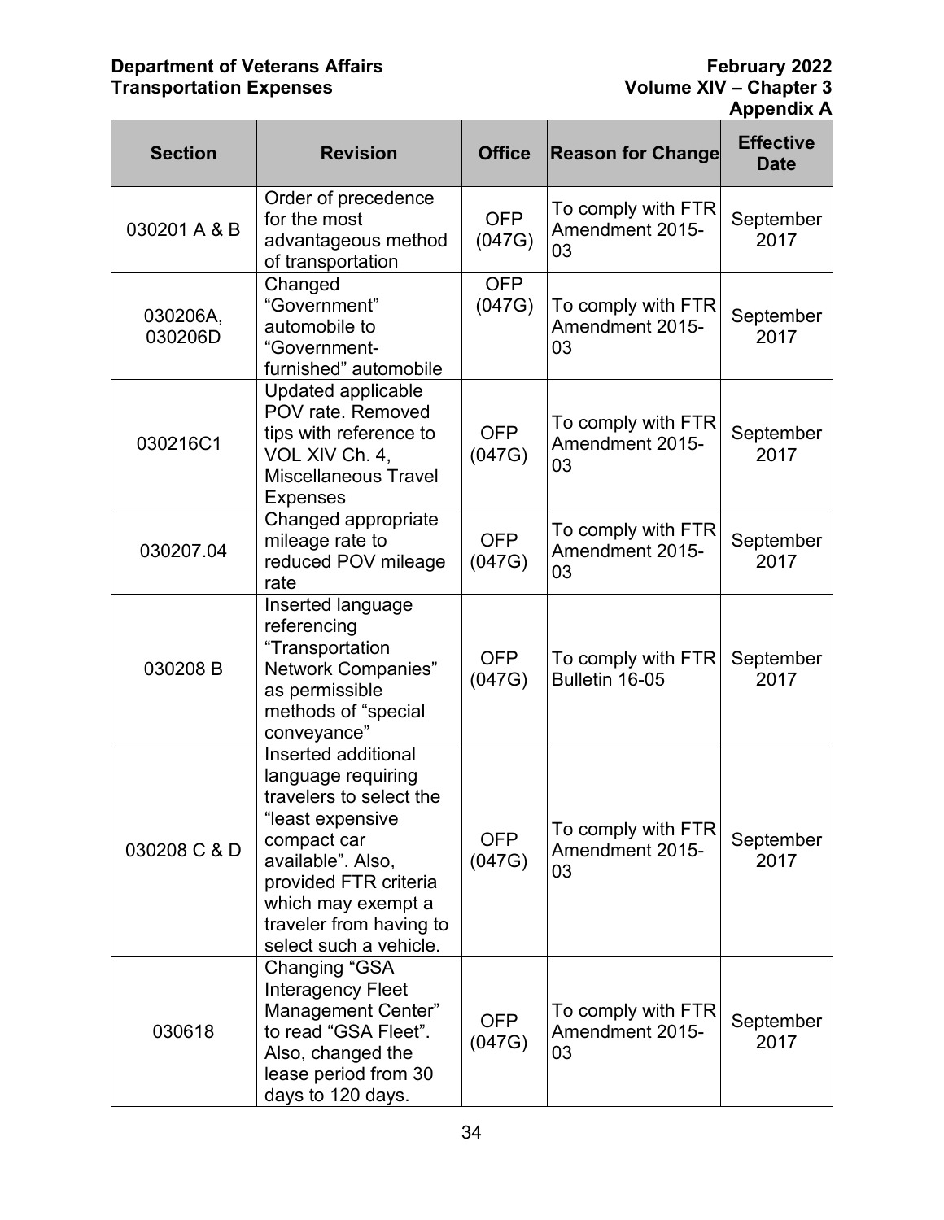| Section | Revision | Office | Reason for Change | Effective Date |
|---|---|---|---|---|
| 030201 A & B | Order of precedence for the most advantageous method of transportation | OFP (047G) | To comply with FTR Amendment 2015-03 | September 2017 |
| 030206A, 030206D | Changed "Government" automobile to "Government-furnished" automobile | OFP (047G) | To comply with FTR Amendment 2015-03 | September 2017 |
| 030216C1 | Updated applicable POV rate. Removed tips with reference to VOL XIV Ch. 4, Miscellaneous Travel Expenses | OFP (047G) | To comply with FTR Amendment 2015-03 | September 2017 |
| 030207.04 | Changed appropriate mileage rate to reduced POV mileage rate | OFP (047G) | To comply with FTR Amendment 2015-03 | September 2017 |
| 030208 B | Inserted language referencing "Transportation Network Companies" as permissible methods of "special conveyance" | OFP (047G) | To comply with FTR Bulletin 16-05 | September 2017 |
| 030208 C & D | Inserted additional language requiring travelers to select the "least expensive compact car available". Also, provided FTR criteria which may exempt a traveler from having to select such a vehicle. | OFP (047G) | To comply with FTR Amendment 2015-03 | September 2017 |
| 030618 | Changing "GSA Interagency Fleet Management Center" to read "GSA Fleet". Also, changed the lease period from 30 days to 120 days. | OFP (047G) | To comply with FTR Amendment 2015-03 | September 2017 |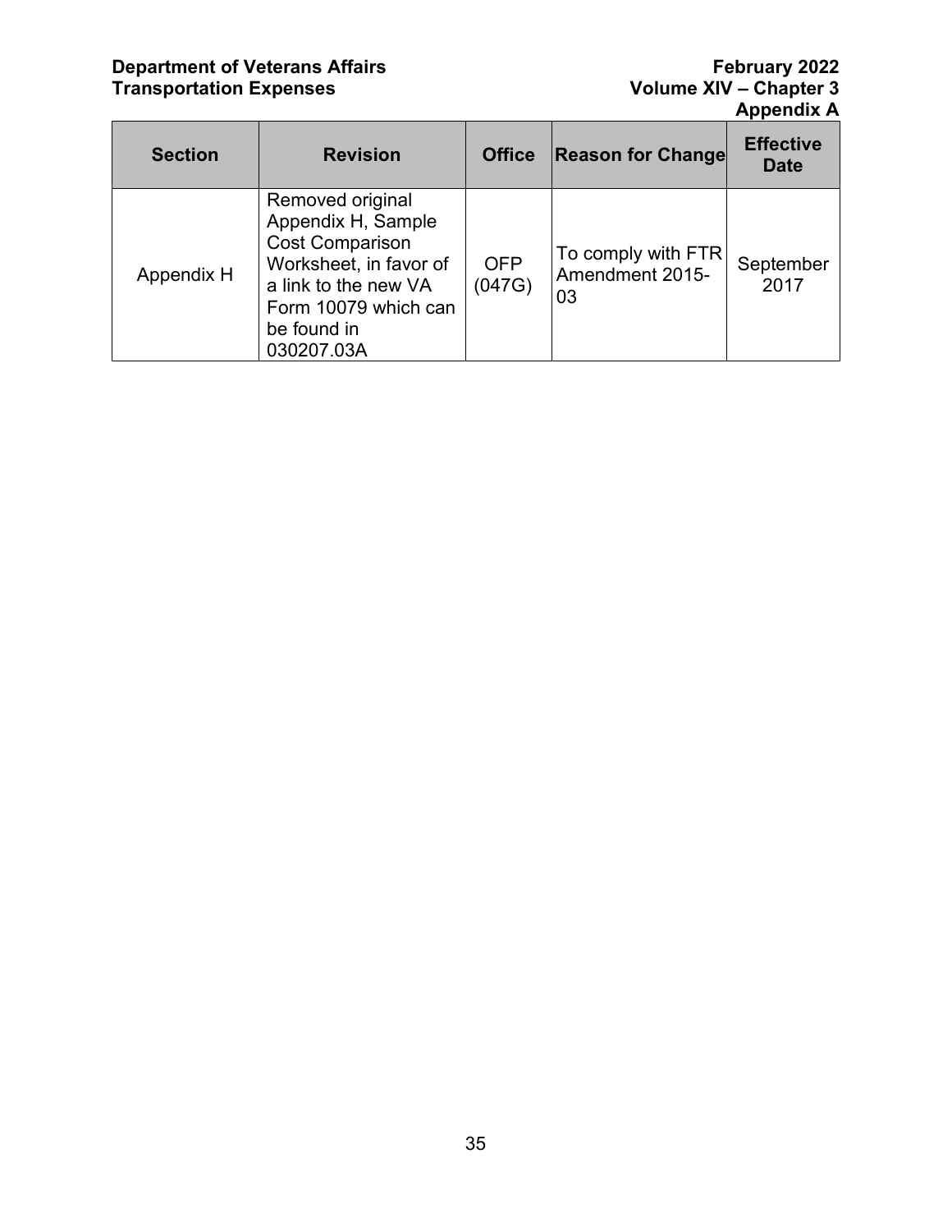| Section | Revision | Office | Reason for Change | Effective Date |
|---|---|---|---|---|
| Appendix H | Removed original Appendix H, Sample Cost Comparison Worksheet, in favor of a link to the new VA Form 10079 which can be found in 030207.03A | OFP (047G) | To comply with FTR Amendment 2015-03 | September 2017 |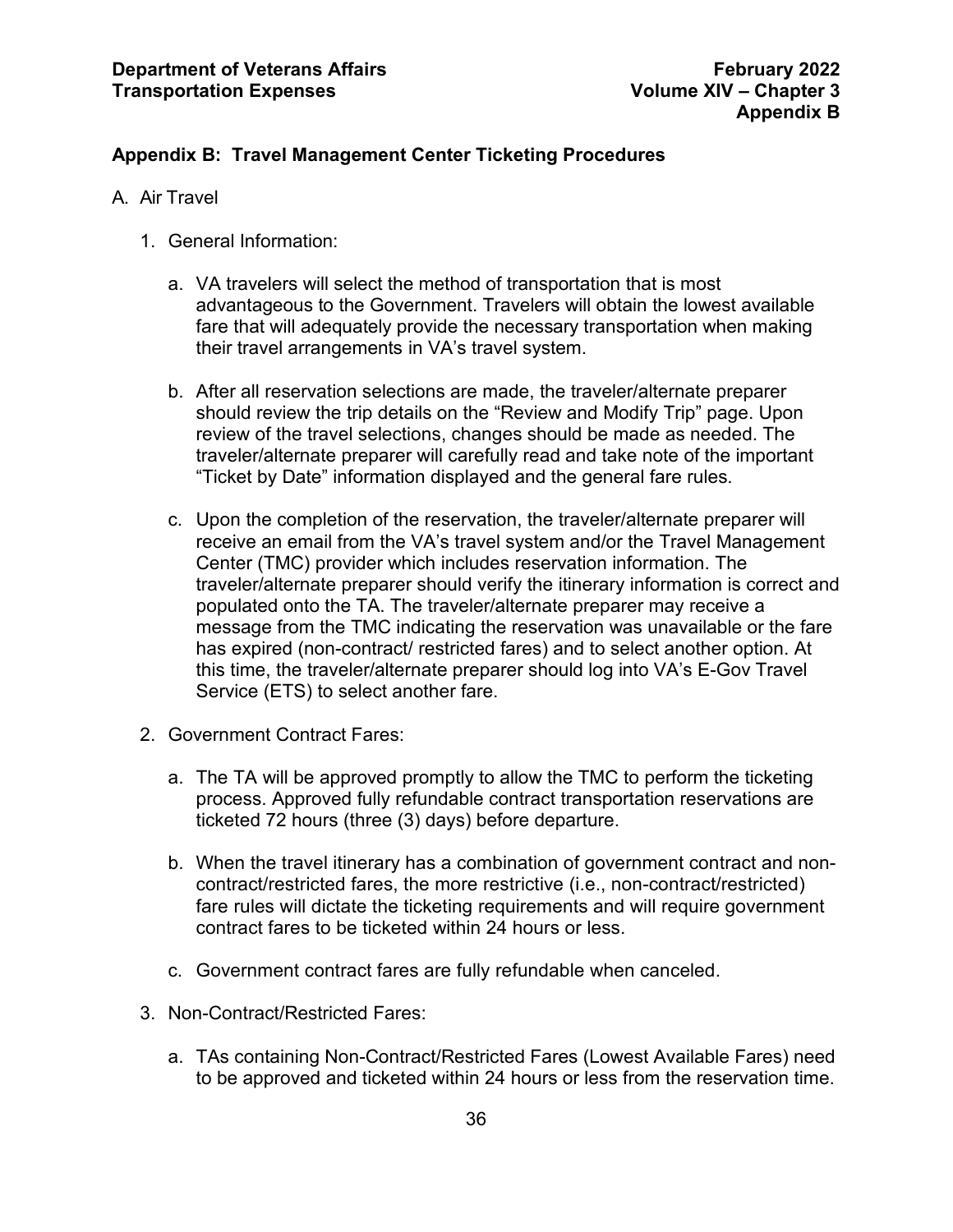## Appendix B: Travel Management Center Ticketing Procedures

A. Air Travel

1. General Information:

   a. VA travelers will select the method of transportation that is most advantageous to the Government. Travelers will obtain the lowest available fare that will adequately provide the necessary transportation when making their travel arrangements in VA's travel system.

   b. After all reservation selections are made, the traveler/alternate preparer should review the trip details on the "Review and Modify Trip" page. Upon review of the travel selections, changes should be made as needed. The traveler/alternate preparer will carefully read and take note of the important "Ticket by Date" information displayed and the general fare rules.

   c. Upon the completion of the reservation, the traveler/alternate preparer will receive an email from the VA's travel system and/or the Travel Management Center (TMC) provider which includes reservation information. The traveler/alternate preparer should verify the itinerary information is correct and populated onto the TA. The traveler/alternate preparer may receive a message from the TMC indicating the reservation was unavailable or the fare has expired (non-contract/ restricted fares) and to select another option. At this time, the traveler/alternate preparer should log into VA's E-Gov Travel Service (ETS) to select another fare.

2. Government Contract Fares:

   a. The TA will be approved promptly to allow the TMC to perform the ticketing process. Approved fully refundable contract transportation reservations are ticketed 72 hours (three (3) days) before departure.

   b. When the travel itinerary has a combination of government contract and non-contract/restricted fares, the more restrictive (i.e., non-contract/restricted) fare rules will dictate the ticketing requirements and will require government contract fares to be ticketed within 24 hours or less.

   c. Government contract fares are fully refundable when canceled.

3. Non-Contract/Restricted Fares:

   a. TAs containing Non-Contract/Restricted Fares (Lowest Available Fares) need to be approved and ticketed within 24 hours or less from the reservation time.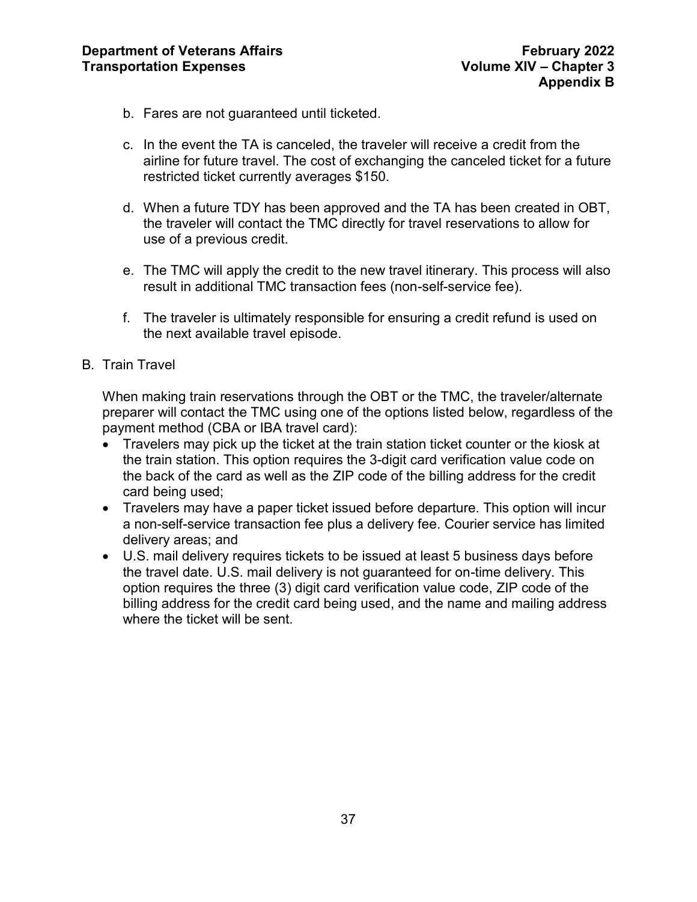b. Fares are not guaranteed until ticketed.

c. In the event the TA is canceled, the traveler will receive a credit from the airline for future travel. The cost of exchanging the canceled ticket for a future restricted ticket currently averages $150.

d. When a future TDY has been approved and the TA has been created in OBT, the traveler will contact the TMC directly for travel reservations to allow for use of a previous credit.

e. The TMC will apply the credit to the new travel itinerary. This process will also result in additional TMC transaction fees (non-self-service fee).

f. The traveler is ultimately responsible for ensuring a credit refund is used on the next available travel episode.

B. Train Travel

When making train reservations through the OBT or the TMC, the traveler/alternate preparer will contact the TMC using one of the options listed below, regardless of the payment method (CBA or IBA travel card):

- Travelers may pick up the ticket at the train station ticket counter or the kiosk at the train station. This option requires the 3-digit card verification value code on the back of the card as well as the ZIP code of the billing address for the credit card being used;
- Travelers may have a paper ticket issued before departure. This option will incur a non-self-service transaction fee plus a delivery fee. Courier service has limited delivery areas; and
- U.S. mail delivery requires tickets to be issued at least 5 business days before the travel date. U.S. mail delivery is not guaranteed for on-time delivery. This option requires the three (3) digit card verification value code, ZIP code of the billing address for the credit card being used, and the name and mailing address where the ticket will be sent.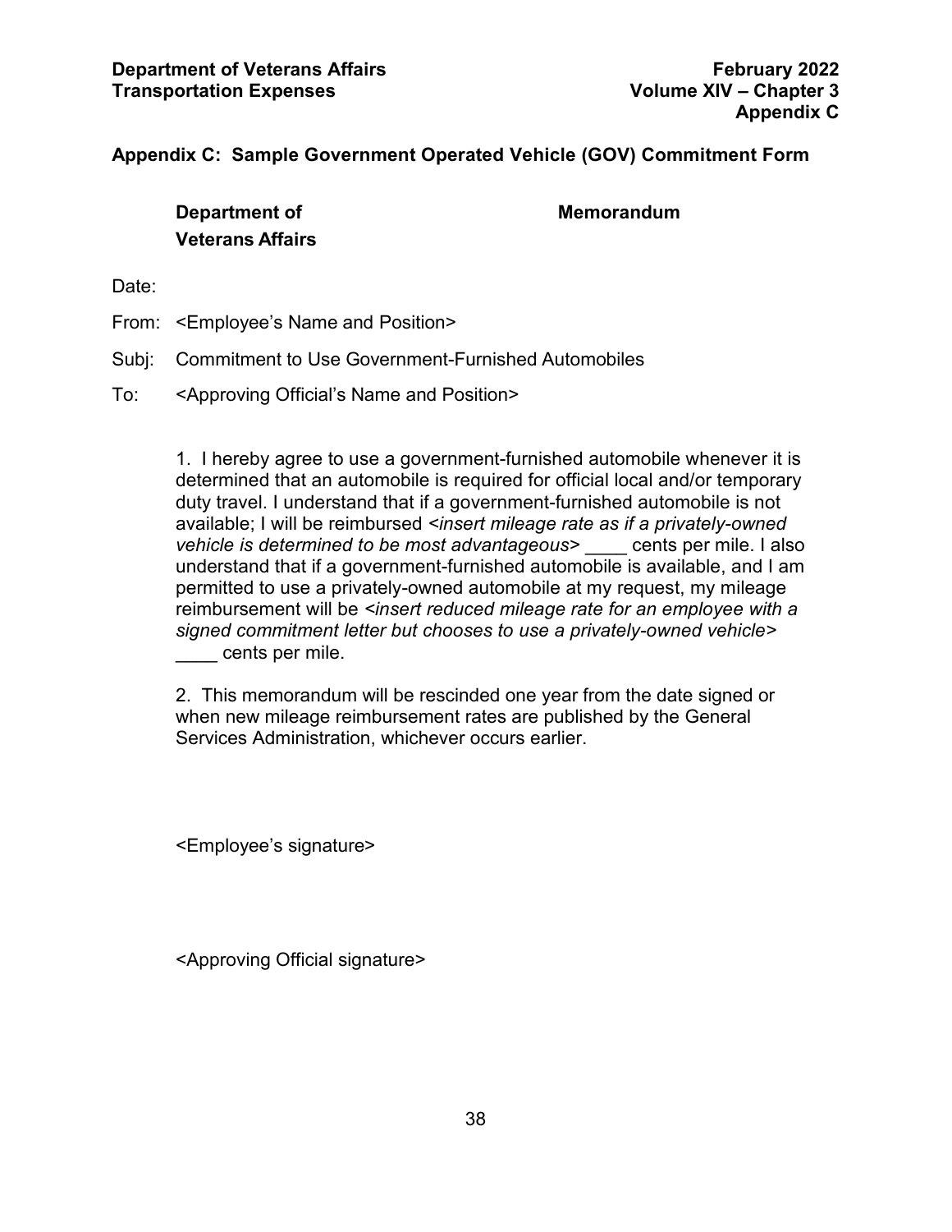## Appendix C: Sample Government Operated Vehicle (GOV) Commitment Form

**Department of Veterans Affairs** **Memorandum**

Date:

From: <Employee's Name and Position>

Subj: Commitment to Use Government-Furnished Automobiles

To: <Approving Official's Name and Position>

1. I hereby agree to use a government-furnished automobile whenever it is determined that an automobile is required for official local and/or temporary duty travel. I understand that if a government-furnished automobile is not available; I will be reimbursed *<insert mileage rate as if a privately-owned vehicle is determined to be most advantageous>* ____ cents per mile. I also understand that if a government-furnished automobile is available, and I am permitted to use a privately-owned automobile at my request, my mileage reimbursement will be *<insert reduced mileage rate for an employee with a signed commitment letter but chooses to use a privately-owned vehicle>* ____ cents per mile.

2. This memorandum will be rescinded one year from the date signed or when new mileage reimbursement rates are published by the General Services Administration, whichever occurs earlier.

<Employee's signature>

<Approving Official signature>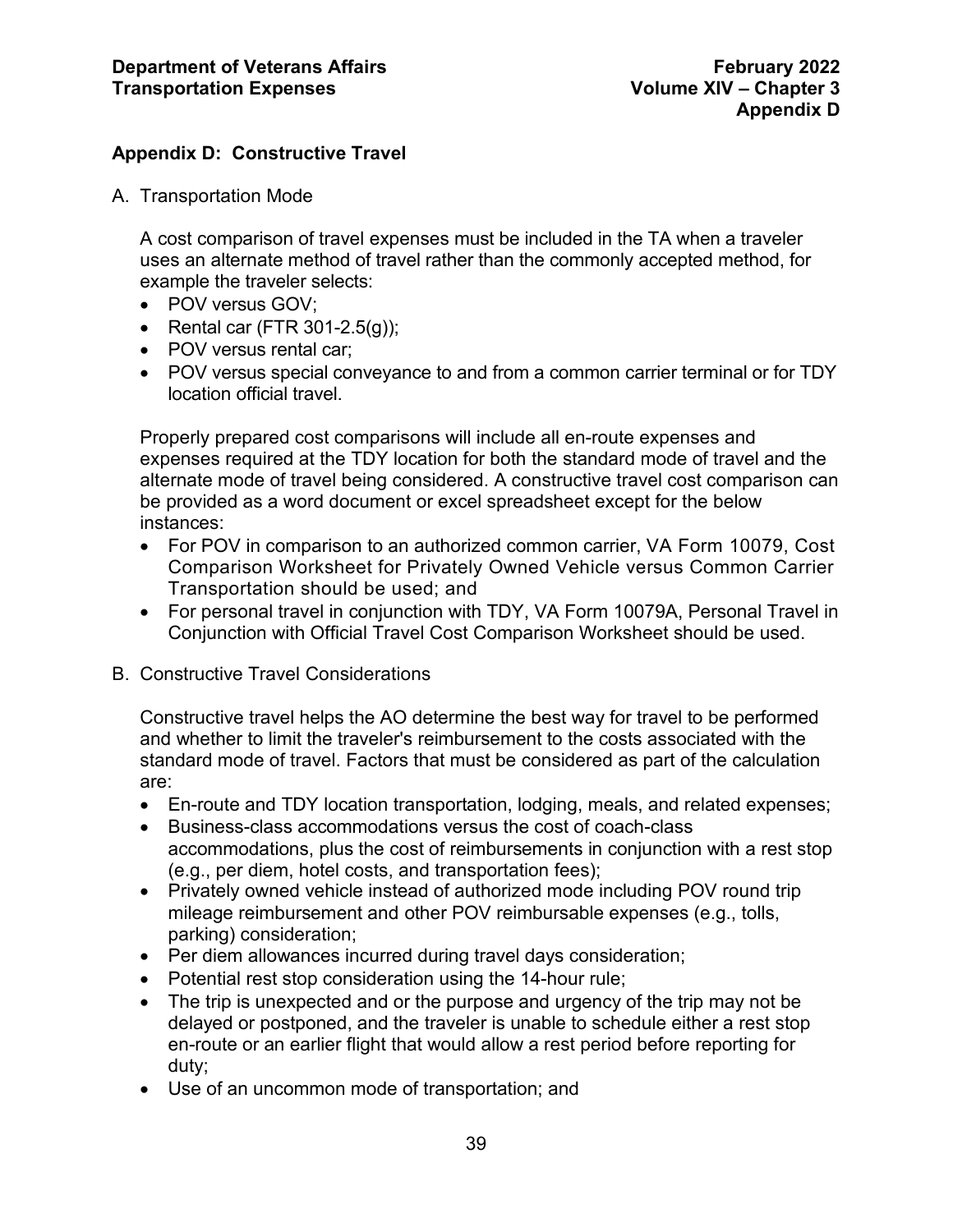## Appendix D: Constructive Travel

A. Transportation Mode

A cost comparison of travel expenses must be included in the TA when a traveler uses an alternate method of travel rather than the commonly accepted method, for example the traveler selects:

- POV versus GOV;
- Rental car (FTR 301-2.5(g));
- POV versus rental car;
- POV versus special conveyance to and from a common carrier terminal or for TDY location official travel.

Properly prepared cost comparisons will include all en-route expenses and expenses required at the TDY location for both the standard mode of travel and the alternate mode of travel being considered. A constructive travel cost comparison can be provided as a word document or excel spreadsheet except for the below instances:

- For POV in comparison to an authorized common carrier, VA Form 10079, Cost Comparison Worksheet for Privately Owned Vehicle versus Common Carrier Transportation should be used; and
- For personal travel in conjunction with TDY, VA Form 10079A, Personal Travel in Conjunction with Official Travel Cost Comparison Worksheet should be used.

B. Constructive Travel Considerations

Constructive travel helps the AO determine the best way for travel to be performed and whether to limit the traveler's reimbursement to the costs associated with the standard mode of travel. Factors that must be considered as part of the calculation are:

- En-route and TDY location transportation, lodging, meals, and related expenses;
- Business-class accommodations versus the cost of coach-class accommodations, plus the cost of reimbursements in conjunction with a rest stop (e.g., per diem, hotel costs, and transportation fees);
- Privately owned vehicle instead of authorized mode including POV round trip mileage reimbursement and other POV reimbursable expenses (e.g., tolls, parking) consideration;
- Per diem allowances incurred during travel days consideration;
- Potential rest stop consideration using the 14-hour rule;
- The trip is unexpected and or the purpose and urgency of the trip may not be delayed or postponed, and the traveler is unable to schedule either a rest stop en-route or an earlier flight that would allow a rest period before reporting for duty;
- Use of an uncommon mode of transportation; and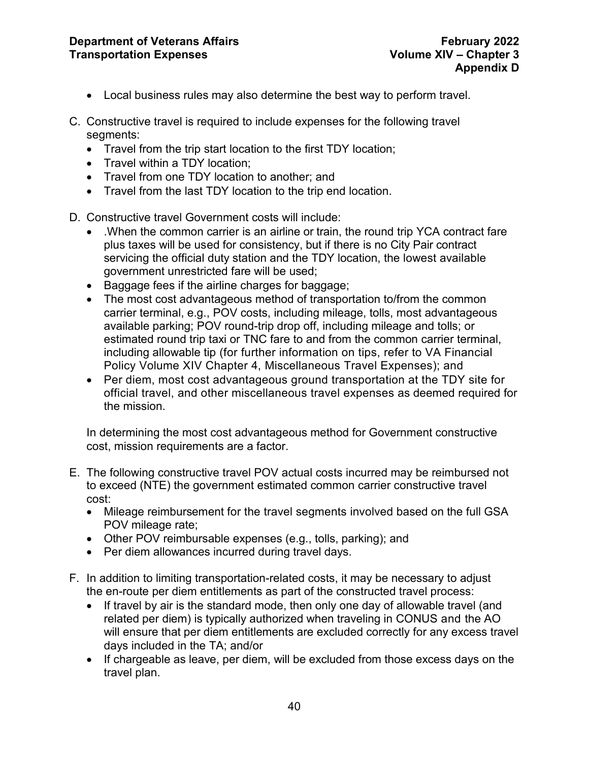- Local business rules may also determine the best way to perform travel.

C. Constructive travel is required to include expenses for the following travel segments:
   - Travel from the trip start location to the first TDY location;
   - Travel within a TDY location;
   - Travel from one TDY location to another; and
   - Travel from the last TDY location to the trip end location.

D. Constructive travel Government costs will include:
   - .When the common carrier is an airline or train, the round trip YCA contract fare plus taxes will be used for consistency, but if there is no City Pair contract servicing the official duty station and the TDY location, the lowest available government unrestricted fare will be used;
   - Baggage fees if the airline charges for baggage;
   - The most cost advantageous method of transportation to/from the common carrier terminal, e.g., POV costs, including mileage, tolls, most advantageous available parking; POV round-trip drop off, including mileage and tolls; or estimated round trip taxi or TNC fare to and from the common carrier terminal, including allowable tip (for further information on tips, refer to VA Financial Policy Volume XIV Chapter 4, Miscellaneous Travel Expenses); and
   - Per diem, most cost advantageous ground transportation at the TDY site for official travel, and other miscellaneous travel expenses as deemed required for the mission.

   In determining the most cost advantageous method for Government constructive cost, mission requirements are a factor.

E. The following constructive travel POV actual costs incurred may be reimbursed not to exceed (NTE) the government estimated common carrier constructive travel cost:
   - Mileage reimbursement for the travel segments involved based on the full GSA POV mileage rate;
   - Other POV reimbursable expenses (e.g., tolls, parking); and
   - Per diem allowances incurred during travel days.

F. In addition to limiting transportation-related costs, it may be necessary to adjust the en-route per diem entitlements as part of the constructed travel process:
   - If travel by air is the standard mode, then only one day of allowable travel (and related per diem) is typically authorized when traveling in CONUS and the AO will ensure that per diem entitlements are excluded correctly for any excess travel days included in the TA; and/or
   - If chargeable as leave, per diem, will be excluded from those excess days on the travel plan.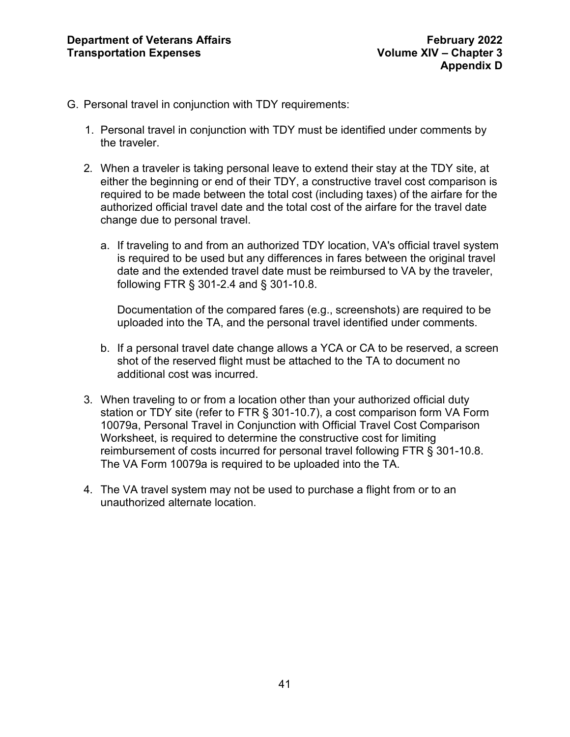G. Personal travel in conjunction with TDY requirements:

1. Personal travel in conjunction with TDY must be identified under comments by the traveler.

2. When a traveler is taking personal leave to extend their stay at the TDY site, at either the beginning or end of their TDY, a constructive travel cost comparison is required to be made between the total cost (including taxes) of the airfare for the authorized official travel date and the total cost of the airfare for the travel date change due to personal travel.

   a. If traveling to and from an authorized TDY location, VA's official travel system is required to be used but any differences in fares between the original travel date and the extended travel date must be reimbursed to VA by the traveler, following FTR § 301-2.4 and § 301-10.8.

      Documentation of the compared fares (e.g., screenshots) are required to be uploaded into the TA, and the personal travel identified under comments.

   b. If a personal travel date change allows a YCA or CA to be reserved, a screen shot of the reserved flight must be attached to the TA to document no additional cost was incurred.

3. When traveling to or from a location other than your authorized official duty station or TDY site (refer to FTR § 301-10.7), a cost comparison form VA Form 10079a, Personal Travel in Conjunction with Official Travel Cost Comparison Worksheet, is required to determine the constructive cost for limiting reimbursement of costs incurred for personal travel following FTR § 301-10.8. The VA Form 10079a is required to be uploaded into the TA.

4. The VA travel system may not be used to purchase a flight from or to an unauthorized alternate location.